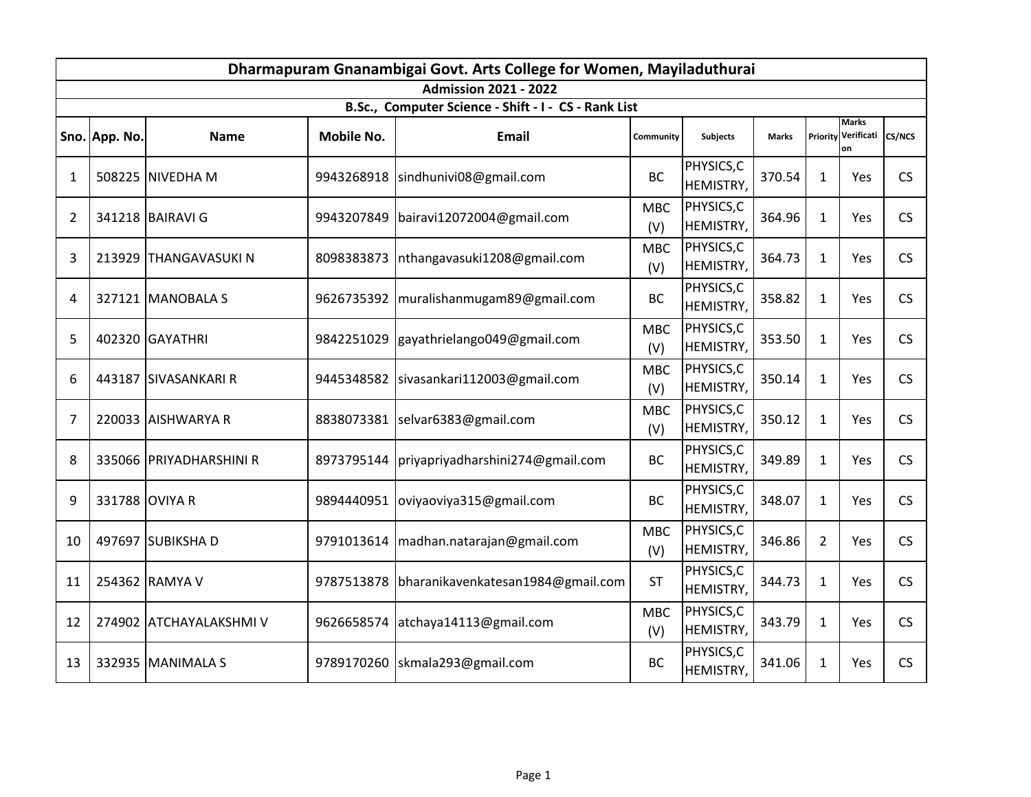# Dharmapuram Gnanambigai Govt. Arts College for Women, Mayiladuthurai

## Admission 2021 - 2022

### B.Sc., Computer Science - Shift - I - CS - Rank List

| Sno. | App. No. | Name | Mobile No. | Email | Community | Subjects | Marks | Priority | Marks Verification | CS/NCS |
|---|---|---|---|---|---|---|---|---|---|---|
| 1 | 508225 | NIVEDHA M | 9943268918 | sindhunivi08@gmail.com | BC | PHYSICS,CHEMISTRY, | 370.54 | 1 | Yes | CS |
| 2 | 341218 | BAIRAVI G | 9943207849 | bairavi12072004@gmail.com | MBC (V) | PHYSICS,CHEMISTRY, | 364.96 | 1 | Yes | CS |
| 3 | 213929 | THANGAVASUKI N | 8098383873 | nthangavasuki1208@gmail.com | MBC (V) | PHYSICS,CHEMISTRY, | 364.73 | 1 | Yes | CS |
| 4 | 327121 | MANOBALA S | 9626735392 | muralishanmugam89@gmail.com | BC | PHYSICS,CHEMISTRY, | 358.82 | 1 | Yes | CS |
| 5 | 402320 | GAYATHRI | 9842251029 | gayathrielango049@gmail.com | MBC (V) | PHYSICS,CHEMISTRY, | 353.50 | 1 | Yes | CS |
| 6 | 443187 | SIVASANKARI R | 9445348582 | sivasankari112003@gmail.com | MBC (V) | PHYSICS,CHEMISTRY, | 350.14 | 1 | Yes | CS |
| 7 | 220033 | AISHWARYA R | 8838073381 | selvar6383@gmail.com | MBC (V) | PHYSICS,CHEMISTRY, | 350.12 | 1 | Yes | CS |
| 8 | 335066 | PRIYADHARSHINI R | 8973795144 | priyapriyadharshini274@gmail.com | BC | PHYSICS,CHEMISTRY, | 349.89 | 1 | Yes | CS |
| 9 | 331788 | OVIYA R | 9894440951 | oviyaoviya315@gmail.com | BC | PHYSICS,CHEMISTRY, | 348.07 | 1 | Yes | CS |
| 10 | 497697 | SUBIKSHA D | 9791013614 | madhan.natarajan@gmail.com | MBC (V) | PHYSICS,CHEMISTRY, | 346.86 | 2 | Yes | CS |
| 11 | 254362 | RAMYA V | 9787513878 | bharanikavenkatesan1984@gmail.com | ST | PHYSICS,CHEMISTRY, | 344.73 | 1 | Yes | CS |
| 12 | 274902 | ATCHAYALAKSHMI V | 9626658574 | atchaya14113@gmail.com | MBC (V) | PHYSICS,CHEMISTRY, | 343.79 | 1 | Yes | CS |
| 13 | 332935 | MANIMALA S | 9789170260 | skmala293@gmail.com | BC | PHYSICS,CHEMISTRY, | 341.06 | 1 | Yes | CS |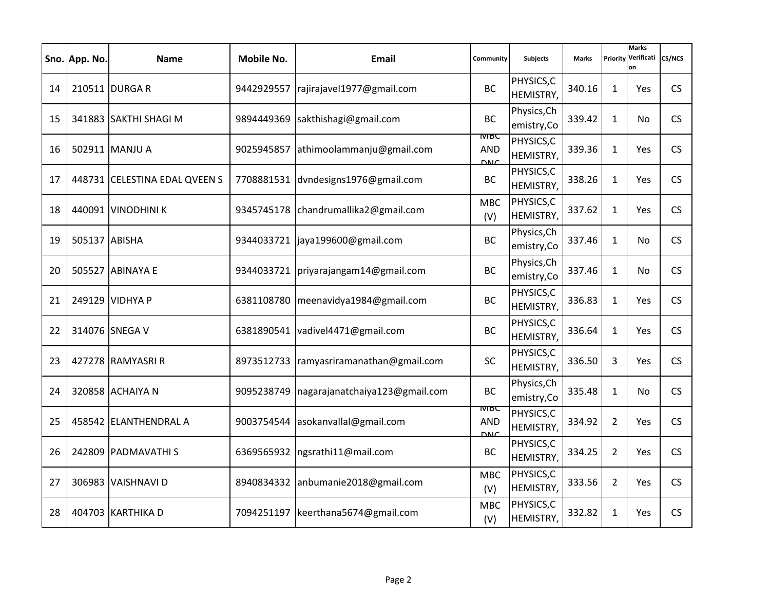| Sno. | App. No. | Name | Mobile No. | Email | Community | Subjects | Marks | Priority | Marks Verification | CS/NCS |
|---|---|---|---|---|---|---|---|---|---|---|
| 14 | 210511 | DURGA R | 9442929557 | rajirajavel1977@gmail.com | BC | PHYSICS,CHEMISTRY, | 340.16 | 1 | Yes | CS |
| 15 | 341883 | SAKTHI SHAGI M | 9894449369 | sakthishagi@gmail.com | BC | Physics,Chemistry,Co | 339.42 | 1 | No | CS |
| 16 | 502911 | MANJU A | 9025945857 | athimoolammanju@gmail.com | MBC AND DNC | PHYSICS,CHEMISTRY, | 339.36 | 1 | Yes | CS |
| 17 | 448731 | CELESTINA EDAL QVEEN S | 7708881531 | dvndesigns1976@gmail.com | BC | PHYSICS,CHEMISTRY, | 338.26 | 1 | Yes | CS |
| 18 | 440091 | VINODHINI K | 9345745178 | chandrumallika2@gmail.com | MBC (V) | PHYSICS,CHEMISTRY, | 337.62 | 1 | Yes | CS |
| 19 | 505137 | ABISHA | 9344033721 | jaya199600@gmail.com | BC | Physics,Chemistry,Co | 337.46 | 1 | No | CS |
| 20 | 505527 | ABINAYA E | 9344033721 | priyarajangam14@gmail.com | BC | Physics,Chemistry,Co | 337.46 | 1 | No | CS |
| 21 | 249129 | VIDHYA P | 6381108780 | meenavidya1984@gmail.com | BC | PHYSICS,CHEMISTRY, | 336.83 | 1 | Yes | CS |
| 22 | 314076 | SNEGA V | 6381890541 | vadivel4471@gmail.com | BC | PHYSICS,CHEMISTRY, | 336.64 | 1 | Yes | CS |
| 23 | 427278 | RAMYASRI R | 8973512733 | ramyasriramanathan@gmail.com | SC | PHYSICS,CHEMISTRY, | 336.50 | 3 | Yes | CS |
| 24 | 320858 | ACHAIYA N | 9095238749 | nagarajanatchaiya123@gmail.com | BC | Physics,Chemistry,Co | 335.48 | 1 | No | CS |
| 25 | 458542 | ELANTHENDRAL A | 9003754544 | asokanvallal@gmail.com | MBC AND DNC | PHYSICS,CHEMISTRY, | 334.92 | 2 | Yes | CS |
| 26 | 242809 | PADMAVATHI S | 6369565932 | ngsrathi11@mail.com | BC | PHYSICS,CHEMISTRY, | 334.25 | 2 | Yes | CS |
| 27 | 306983 | VAISHNAVI D | 8940834332 | anbumanie2018@gmail.com | MBC (V) | PHYSICS,CHEMISTRY, | 333.56 | 2 | Yes | CS |
| 28 | 404703 | KARTHIKA D | 7094251197 | keerthana5674@gmail.com | MBC (V) | PHYSICS,CHEMISTRY, | 332.82 | 1 | Yes | CS |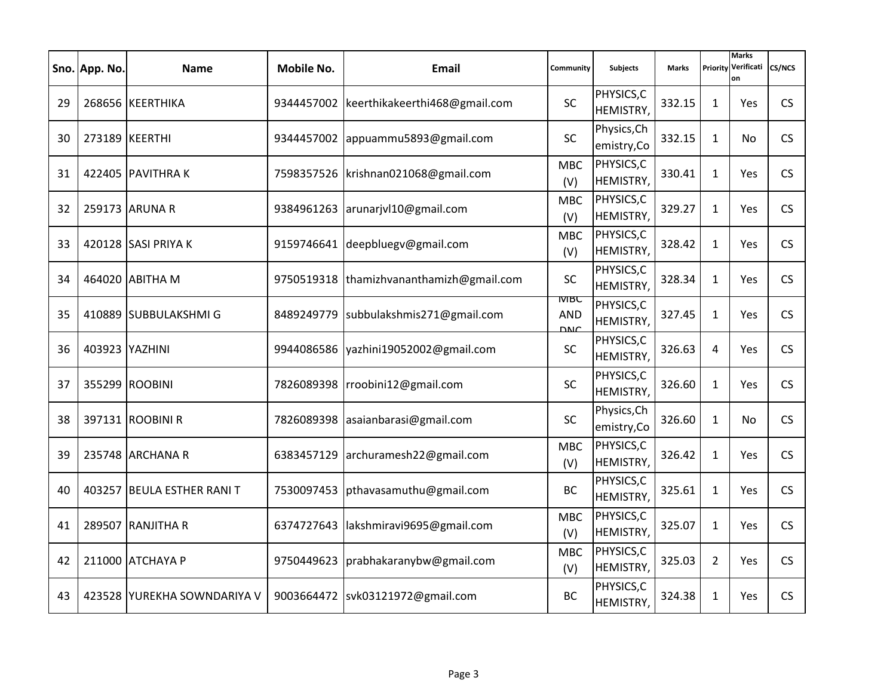| Sno. | App. No. | Name | Mobile No. | Email | Community | Subjects | Marks | Priority | Marks Verification | CS/NCS |
|---|---|---|---|---|---|---|---|---|---|---|
| 29 | 268656 | KEERTHIKA | 9344457002 | keerthikakeerthi468@gmail.com | SC | PHYSICS,CHEMISTRY, | 332.15 | 1 | Yes | CS |
| 30 | 273189 | KEERTHI | 9344457002 | appuammu5893@gmail.com | SC | Physics,Chemistry,Co | 332.15 | 1 | No | CS |
| 31 | 422405 | PAVITHRA K | 7598357526 | krishnan021068@gmail.com | MBC (V) | PHYSICS,CHEMISTRY, | 330.41 | 1 | Yes | CS |
| 32 | 259173 | ARUNA R | 9384961263 | arunarjvl10@gmail.com | MBC (V) | PHYSICS,CHEMISTRY, | 329.27 | 1 | Yes | CS |
| 33 | 420128 | SASI PRIYA K | 9159746641 | deepbluegv@gmail.com | MBC (V) | PHYSICS,CHEMISTRY, | 328.42 | 1 | Yes | CS |
| 34 | 464020 | ABITHA M | 9750519318 | thamizhvananthamizh@gmail.com | SC | PHYSICS,CHEMISTRY, | 328.34 | 1 | Yes | CS |
| 35 | 410889 | SUBBULAKSHMI G | 8489249779 | subbulakshmis271@gmail.com | MBC AND DNC | PHYSICS,CHEMISTRY, | 327.45 | 1 | Yes | CS |
| 36 | 403923 | YAZHINI | 9944086586 | yazhini19052002@gmail.com | SC | PHYSICS,CHEMISTRY, | 326.63 | 4 | Yes | CS |
| 37 | 355299 | ROOBINI | 7826089398 | rroobini12@gmail.com | SC | PHYSICS,CHEMISTRY, | 326.60 | 1 | Yes | CS |
| 38 | 397131 | ROOBINI R | 7826089398 | asaianbarasi@gmail.com | SC | Physics,Chemistry,Co | 326.60 | 1 | No | CS |
| 39 | 235748 | ARCHANA R | 6383457129 | archuramesh22@gmail.com | MBC (V) | PHYSICS,CHEMISTRY, | 326.42 | 1 | Yes | CS |
| 40 | 403257 | BEULA ESTHER RANI T | 7530097453 | pthavasamuthu@gmail.com | BC | PHYSICS,CHEMISTRY, | 325.61 | 1 | Yes | CS |
| 41 | 289507 | RANJITHA R | 6374727643 | lakshmiravi9695@gmail.com | MBC (V) | PHYSICS,CHEMISTRY, | 325.07 | 1 | Yes | CS |
| 42 | 211000 | ATCHAYA P | 9750449623 | prabhakaranybw@gmail.com | MBC (V) | PHYSICS,CHEMISTRY, | 325.03 | 2 | Yes | CS |
| 43 | 423528 | YUREKHA SOWNDARIYA V | 9003664472 | svk03121972@gmail.com | BC | PHYSICS,CHEMISTRY, | 324.38 | 1 | Yes | CS |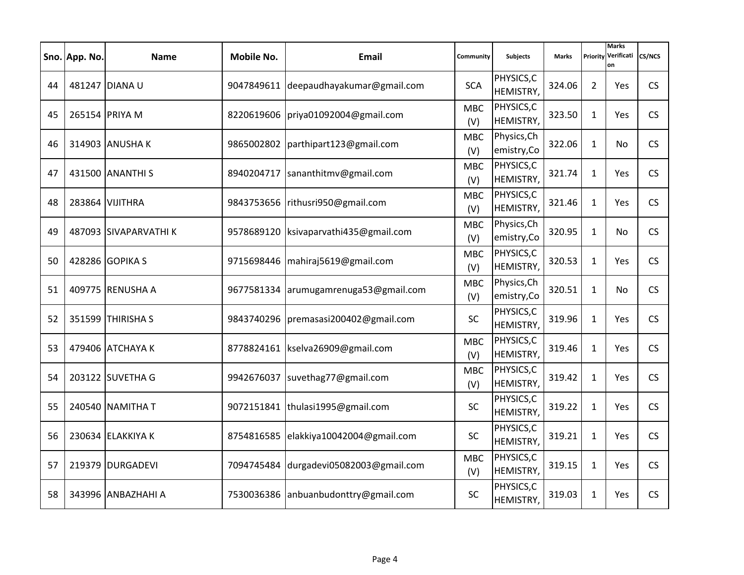| Sno. | App. No. | Name | Mobile No. | Email | Community | Subjects | Marks | Priority | Marks Verification | CS/NCS |
|---|---|---|---|---|---|---|---|---|---|---|
| 44 | 481247 | DIANA U | 9047849611 | deepaudhayakumar@gmail.com | SCA | PHYSICS,CHEMISTRY, | 324.06 | 2 | Yes | CS |
| 45 | 265154 | PRIYA M | 8220619606 | priya01092004@gmail.com | MBC (V) | PHYSICS,CHEMISTRY, | 323.50 | 1 | Yes | CS |
| 46 | 314903 | ANUSHA K | 9865002802 | parthipart123@gmail.com | MBC (V) | Physics,Chemistry,Co | 322.06 | 1 | No | CS |
| 47 | 431500 | ANANTHI S | 8940204717 | sananthitmv@gmail.com | MBC (V) | PHYSICS,CHEMISTRY, | 321.74 | 1 | Yes | CS |
| 48 | 283864 | VIJITHRA | 9843753656 | rithusri950@gmail.com | MBC (V) | PHYSICS,CHEMISTRY, | 321.46 | 1 | Yes | CS |
| 49 | 487093 | SIVAPARVATHI K | 9578689120 | ksivaparvathi435@gmail.com | MBC (V) | Physics,Chemistry,Co | 320.95 | 1 | No | CS |
| 50 | 428286 | GOPIKA S | 9715698446 | mahiraj5619@gmail.com | MBC (V) | PHYSICS,CHEMISTRY, | 320.53 | 1 | Yes | CS |
| 51 | 409775 | RENUSHA A | 9677581334 | arumugamrenuga53@gmail.com | MBC (V) | Physics,Chemistry,Co | 320.51 | 1 | No | CS |
| 52 | 351599 | THIRISHA S | 9843740296 | premasasi200402@gmail.com | SC | PHYSICS,CHEMISTRY, | 319.96 | 1 | Yes | CS |
| 53 | 479406 | ATCHAYA K | 8778824161 | kselva26909@gmail.com | MBC (V) | PHYSICS,CHEMISTRY, | 319.46 | 1 | Yes | CS |
| 54 | 203122 | SUVETHA G | 9942676037 | suvethag77@gmail.com | MBC (V) | PHYSICS,CHEMISTRY, | 319.42 | 1 | Yes | CS |
| 55 | 240540 | NAMITHA T | 9072151841 | thulasi1995@gmail.com | SC | PHYSICS,CHEMISTRY, | 319.22 | 1 | Yes | CS |
| 56 | 230634 | ELAKKIYA K | 8754816585 | elakkiya10042004@gmail.com | SC | PHYSICS,CHEMISTRY, | 319.21 | 1 | Yes | CS |
| 57 | 219379 | DURGADEVI | 7094745484 | durgadevi05082003@gmail.com | MBC (V) | PHYSICS,CHEMISTRY, | 319.15 | 1 | Yes | CS |
| 58 | 343996 | ANBAZHAHI A | 7530036386 | anbuanbudonttry@gmail.com | SC | PHYSICS,CHEMISTRY, | 319.03 | 1 | Yes | CS |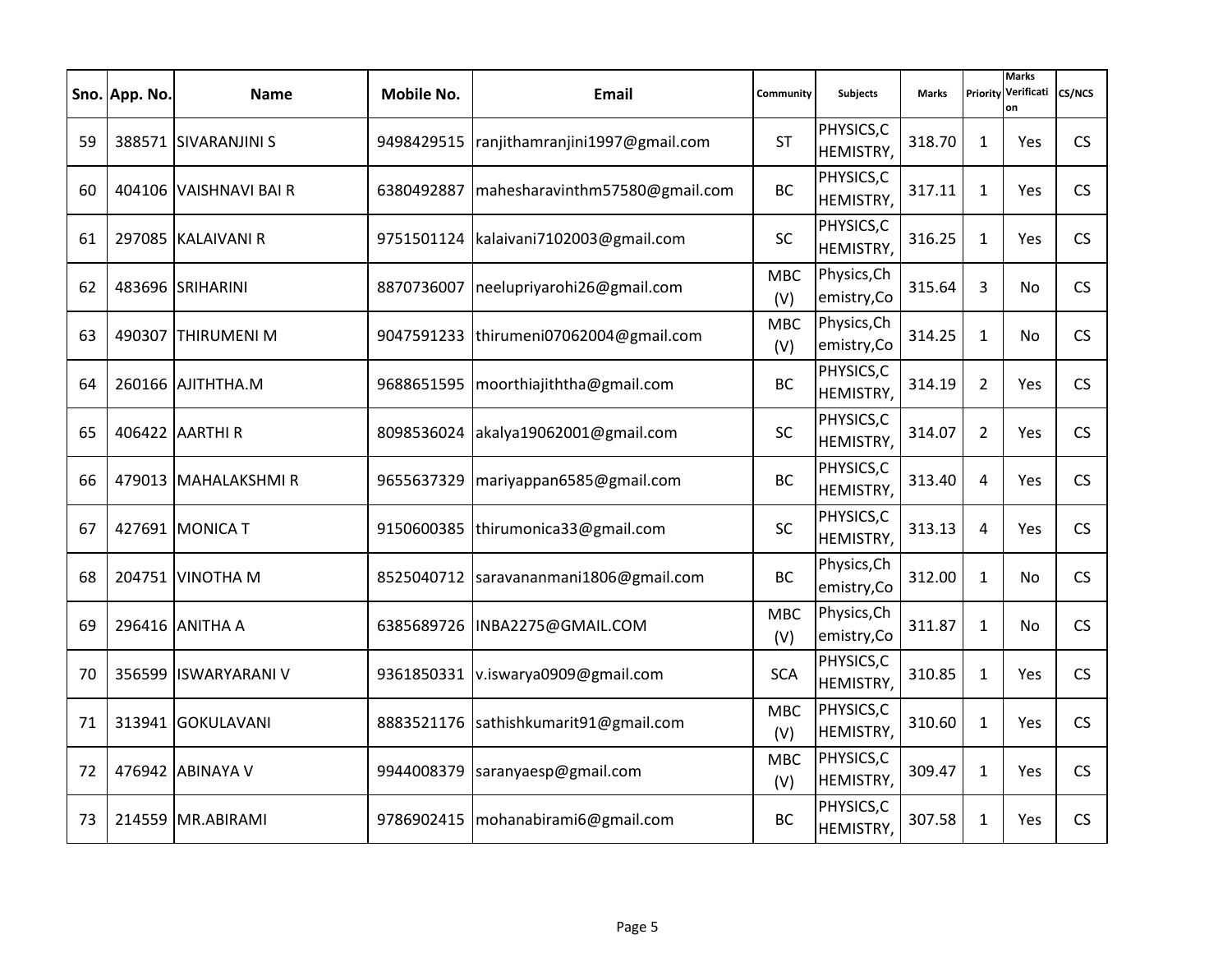| Sno. | App. No. | Name | Mobile No. | Email | Community | Subjects | Marks | Priority | Marks Verification | CS/NCS |
|---|---|---|---|---|---|---|---|---|---|---|
| 59 | 388571 | SIVARANJINI S | 9498429515 | ranjithamranjini1997@gmail.com | ST | PHYSICS,CHEMISTRY, | 318.70 | 1 | Yes | CS |
| 60 | 404106 | VAISHNAVI BAI R | 6380492887 | mahesharavinthm57580@gmail.com | BC | PHYSICS,CHEMISTRY, | 317.11 | 1 | Yes | CS |
| 61 | 297085 | KALAIVANI R | 9751501124 | kalaivani7102003@gmail.com | SC | PHYSICS,CHEMISTRY, | 316.25 | 1 | Yes | CS |
| 62 | 483696 | SRIHARINI | 8870736007 | neelupriyarohi26@gmail.com | MBC (V) | Physics,Chemistry,Co | 315.64 | 3 | No | CS |
| 63 | 490307 | THIRUMENI M | 9047591233 | thirumeni07062004@gmail.com | MBC (V) | Physics,Chemistry,Co | 314.25 | 1 | No | CS |
| 64 | 260166 | AJITHTHA.M | 9688651595 | moorthiajiththa@gmail.com | BC | PHYSICS,CHEMISTRY, | 314.19 | 2 | Yes | CS |
| 65 | 406422 | AARTHI R | 8098536024 | akalya19062001@gmail.com | SC | PHYSICS,CHEMISTRY, | 314.07 | 2 | Yes | CS |
| 66 | 479013 | MAHALAKSHMI R | 9655637329 | mariyappan6585@gmail.com | BC | PHYSICS,CHEMISTRY, | 313.40 | 4 | Yes | CS |
| 67 | 427691 | MONICA T | 9150600385 | thirumonica33@gmail.com | SC | PHYSICS,CHEMISTRY, | 313.13 | 4 | Yes | CS |
| 68 | 204751 | VINOTHA M | 8525040712 | saravananmani1806@gmail.com | BC | Physics,Chemistry,Co | 312.00 | 1 | No | CS |
| 69 | 296416 | ANITHA A | 6385689726 | INBA2275@GMAIL.COM | MBC (V) | Physics,Chemistry,Co | 311.87 | 1 | No | CS |
| 70 | 356599 | ISWARYARANI V | 9361850331 | v.iswarya0909@gmail.com | SCA | PHYSICS,CHEMISTRY, | 310.85 | 1 | Yes | CS |
| 71 | 313941 | GOKULAVANI | 8883521176 | sathishkumarit91@gmail.com | MBC (V) | PHYSICS,CHEMISTRY, | 310.60 | 1 | Yes | CS |
| 72 | 476942 | ABINAYA V | 9944008379 | saranyaesp@gmail.com | MBC (V) | PHYSICS,CHEMISTRY, | 309.47 | 1 | Yes | CS |
| 73 | 214559 | MR.ABIRAMI | 9786902415 | mohanabirami6@gmail.com | BC | PHYSICS,CHEMISTRY, | 307.58 | 1 | Yes | CS |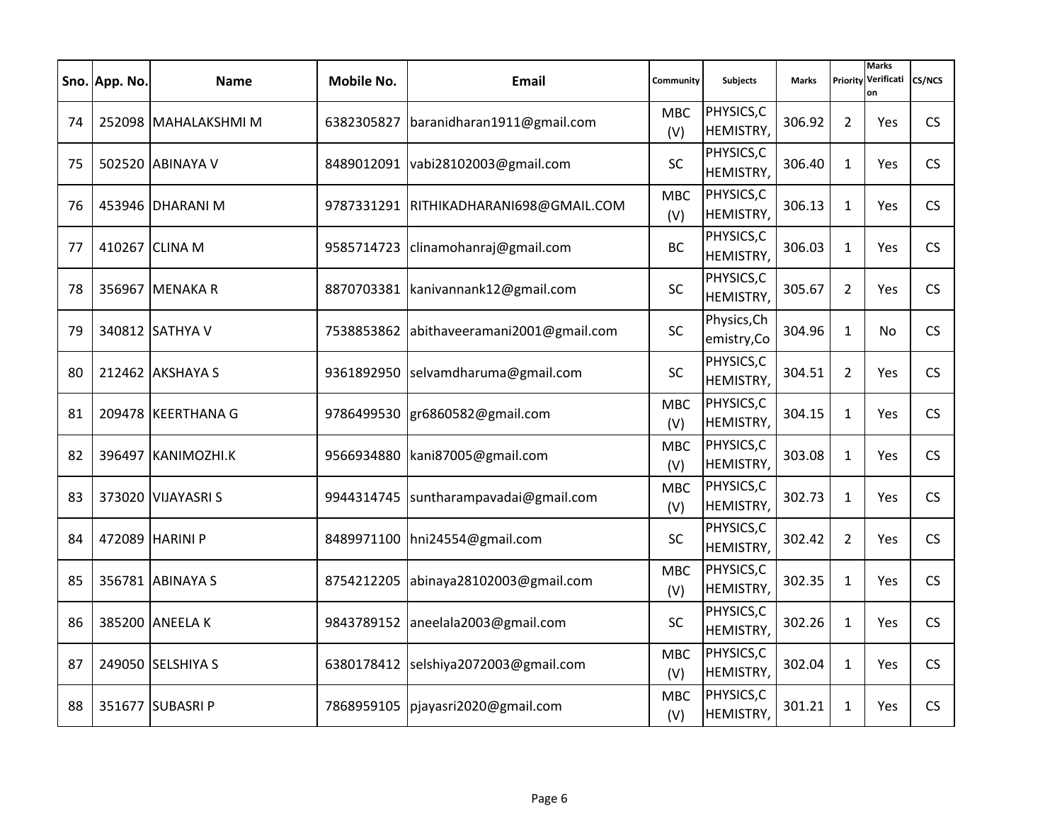| Sno. | App. No. | Name | Mobile No. | Email | Community | Subjects | Marks | Priority | Marks Verification | CS/NCS |
|---|---|---|---|---|---|---|---|---|---|---|
| 74 | 252098 | MAHALAKSHMI M | 6382305827 | baranidharan1911@gmail.com | MBC (V) | PHYSICS,C HEMISTRY, | 306.92 | 2 | Yes | CS |
| 75 | 502520 | ABINAYA V | 8489012091 | vabi28102003@gmail.com | SC | PHYSICS,C HEMISTRY, | 306.40 | 1 | Yes | CS |
| 76 | 453946 | DHARANI M | 9787331291 | RITHIKADHARANI698@GMAIL.COM | MBC (V) | PHYSICS,C HEMISTRY, | 306.13 | 1 | Yes | CS |
| 77 | 410267 | CLINA M | 9585714723 | clinamohanraj@gmail.com | BC | PHYSICS,C HEMISTRY, | 306.03 | 1 | Yes | CS |
| 78 | 356967 | MENAKA R | 8870703381 | kanivannank12@gmail.com | SC | PHYSICS,C HEMISTRY, | 305.67 | 2 | Yes | CS |
| 79 | 340812 | SATHYA V | 7538853862 | abithaveeramani2001@gmail.com | SC | Physics,Ch emistry,Co | 304.96 | 1 | No | CS |
| 80 | 212462 | AKSHAYA S | 9361892950 | selvamdharuma@gmail.com | SC | PHYSICS,C HEMISTRY, | 304.51 | 2 | Yes | CS |
| 81 | 209478 | KEERTHANA G | 9786499530 | gr6860582@gmail.com | MBC (V) | PHYSICS,C HEMISTRY, | 304.15 | 1 | Yes | CS |
| 82 | 396497 | KANIMOZHI.K | 9566934880 | kani87005@gmail.com | MBC (V) | PHYSICS,C HEMISTRY, | 303.08 | 1 | Yes | CS |
| 83 | 373020 | VIJAYASRI S | 9944314745 | suntharampavadai@gmail.com | MBC (V) | PHYSICS,C HEMISTRY, | 302.73 | 1 | Yes | CS |
| 84 | 472089 | HARINI P | 8489971100 | hni24554@gmail.com | SC | PHYSICS,C HEMISTRY, | 302.42 | 2 | Yes | CS |
| 85 | 356781 | ABINAYA S | 8754212205 | abinaya28102003@gmail.com | MBC (V) | PHYSICS,C HEMISTRY, | 302.35 | 1 | Yes | CS |
| 86 | 385200 | ANEELA K | 9843789152 | aneelala2003@gmail.com | SC | PHYSICS,C HEMISTRY, | 302.26 | 1 | Yes | CS |
| 87 | 249050 | SELSHIYA S | 6380178412 | selshiya2072003@gmail.com | MBC (V) | PHYSICS,C HEMISTRY, | 302.04 | 1 | Yes | CS |
| 88 | 351677 | SUBASRI P | 7868959105 | pjayasri2020@gmail.com | MBC (V) | PHYSICS,C HEMISTRY, | 301.21 | 1 | Yes | CS |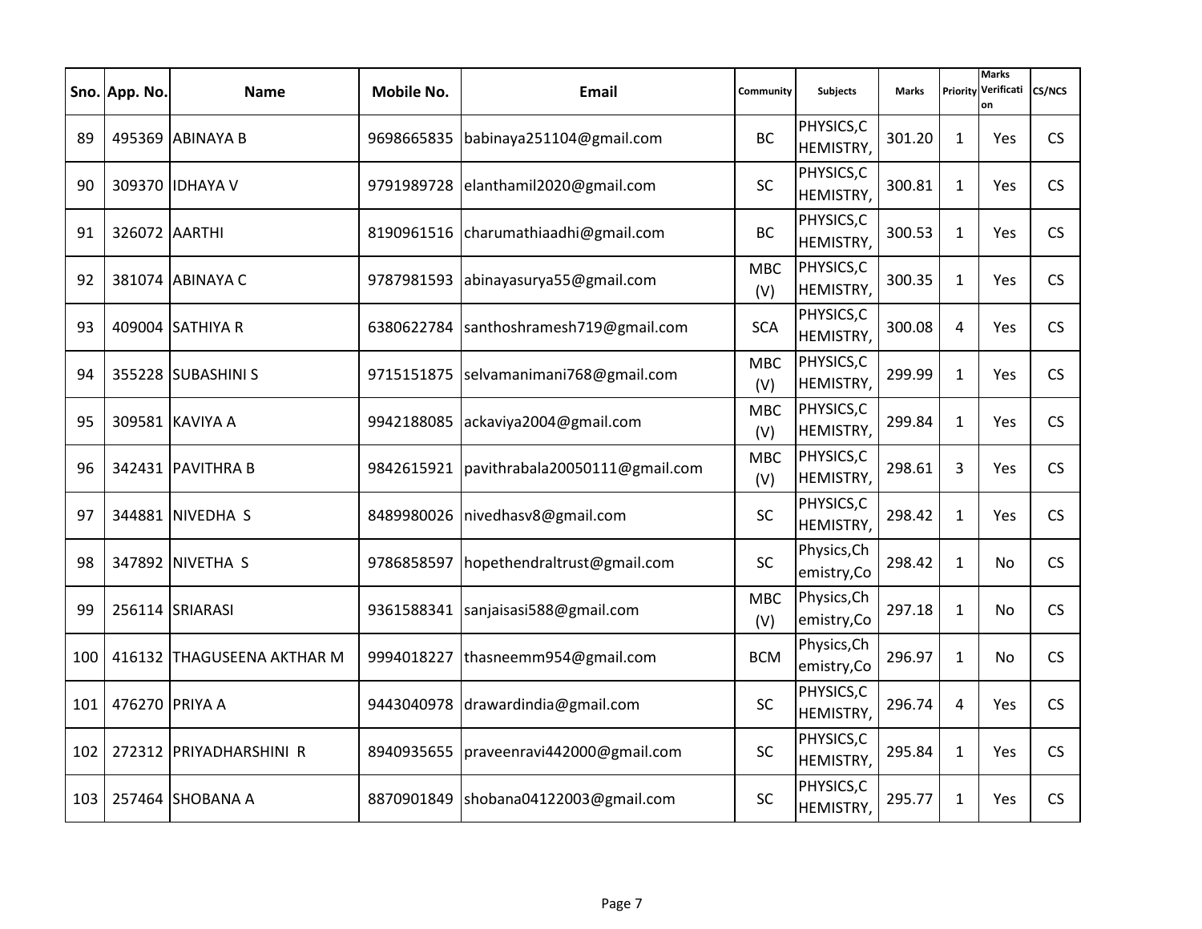| Sno. | App. No. | Name | Mobile No. | Email | Community | Subjects | Marks | Priority | Marks Verification | CS/NCS |
|---|---|---|---|---|---|---|---|---|---|---|
| 89 | 495369 | ABINAYA B | 9698665835 | babinaya251104@gmail.com | BC | PHYSICS,CHEMISTRY, | 301.20 | 1 | Yes | CS |
| 90 | 309370 | IDHAYA V | 9791989728 | elanthamil2020@gmail.com | SC | PHYSICS,CHEMISTRY, | 300.81 | 1 | Yes | CS |
| 91 | 326072 | AARTHI | 8190961516 | charumathiaadhi@gmail.com | BC | PHYSICS,CHEMISTRY, | 300.53 | 1 | Yes | CS |
| 92 | 381074 | ABINAYA C | 9787981593 | abinayasurya55@gmail.com | MBC (V) | PHYSICS,CHEMISTRY, | 300.35 | 1 | Yes | CS |
| 93 | 409004 | SATHIYA R | 6380622784 | santhoshramesh719@gmail.com | SCA | PHYSICS,CHEMISTRY, | 300.08 | 4 | Yes | CS |
| 94 | 355228 | SUBASHINI S | 9715151875 | selvamanimani768@gmail.com | MBC (V) | PHYSICS,CHEMISTRY, | 299.99 | 1 | Yes | CS |
| 95 | 309581 | KAVIYA A | 9942188085 | ackaviya2004@gmail.com | MBC (V) | PHYSICS,CHEMISTRY, | 299.84 | 1 | Yes | CS |
| 96 | 342431 | PAVITHRA B | 9842615921 | pavithrabala20050111@gmail.com | MBC (V) | PHYSICS,CHEMISTRY, | 298.61 | 3 | Yes | CS |
| 97 | 344881 | NIVEDHA S | 8489980026 | nivedhasv8@gmail.com | SC | PHYSICS,CHEMISTRY, | 298.42 | 1 | Yes | CS |
| 98 | 347892 | NIVETHA S | 9786858597 | hopethendraltrust@gmail.com | SC | Physics,Chemistry,Co | 298.42 | 1 | No | CS |
| 99 | 256114 | SRIARASI | 9361588341 | sanjaisasi588@gmail.com | MBC (V) | Physics,Chemistry,Co | 297.18 | 1 | No | CS |
| 100 | 416132 | THAGUSEENA AKTHAR M | 9994018227 | thasneemm954@gmail.com | BCM | Physics,Chemistry,Co | 296.97 | 1 | No | CS |
| 101 | 476270 | PRIYA A | 9443040978 | drawardindia@gmail.com | SC | PHYSICS,CHEMISTRY, | 296.74 | 4 | Yes | CS |
| 102 | 272312 | PRIYADHARSHINI R | 8940935655 | praveenravi442000@gmail.com | SC | PHYSICS,CHEMISTRY, | 295.84 | 1 | Yes | CS |
| 103 | 257464 | SHOBANA A | 8870901849 | shobana04122003@gmail.com | SC | PHYSICS,CHEMISTRY, | 295.77 | 1 | Yes | CS |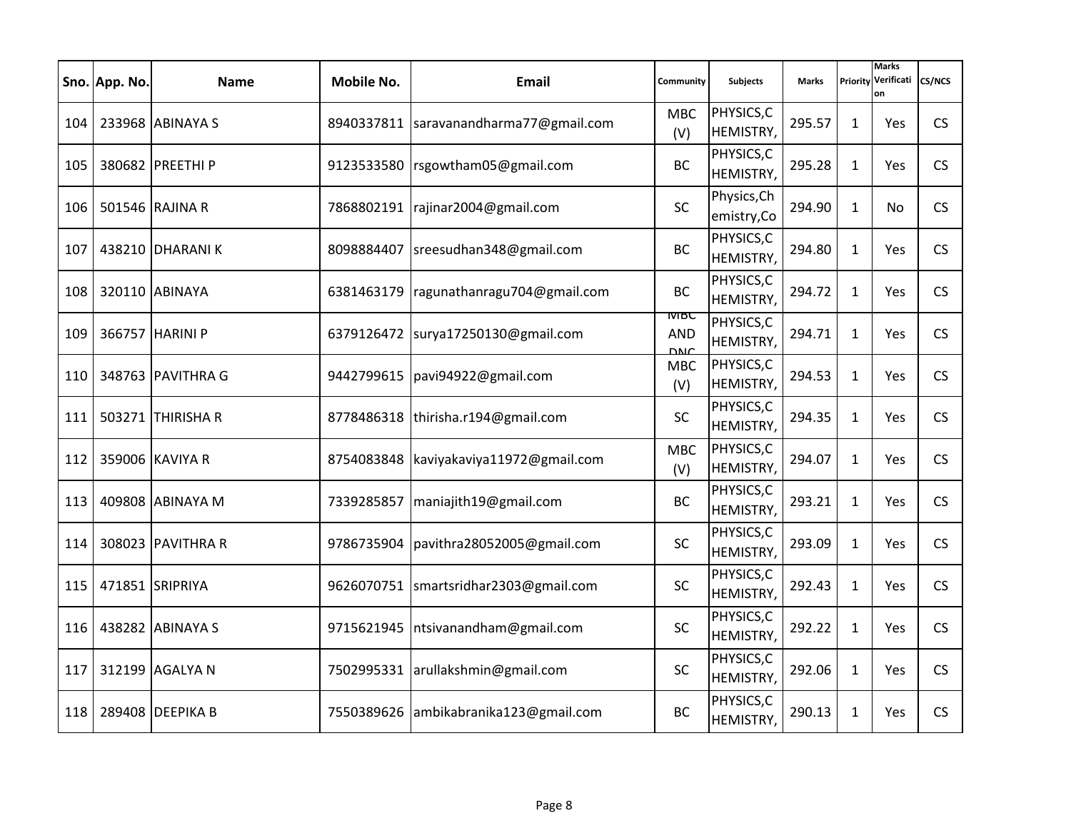| Sno. | App. No. | Name | Mobile No. | Email | Community | Subjects | Marks | Priority | Marks Verification | CS/NCS |
|---|---|---|---|---|---|---|---|---|---|---|
| 104 | 233968 | ABINAYA S | 8940337811 | saravanandharma77@gmail.com | MBC (V) | PHYSICS,C HEMISTRY, | 295.57 | 1 | Yes | CS |
| 105 | 380682 | PREETHI P | 9123533580 | rsgowtham05@gmail.com | BC | PHYSICS,C HEMISTRY, | 295.28 | 1 | Yes | CS |
| 106 | 501546 | RAJINA R | 7868802191 | rajinar2004@gmail.com | SC | Physics,Ch emistry,Co | 294.90 | 1 | No | CS |
| 107 | 438210 | DHARANI K | 8098884407 | sreesudhan348@gmail.com | BC | PHYSICS,C HEMISTRY, | 294.80 | 1 | Yes | CS |
| 108 | 320110 | ABINAYA | 6381463179 | ragunathanragu704@gmail.com | BC | PHYSICS,C HEMISTRY, | 294.72 | 1 | Yes | CS |
| 109 | 366757 | HARINI P | 6379126472 | surya17250130@gmail.com | MBC AND DNC | PHYSICS,C HEMISTRY, | 294.71 | 1 | Yes | CS |
| 110 | 348763 | PAVITHRA G | 9442799615 | pavi94922@gmail.com | MBC (V) | PHYSICS,C HEMISTRY, | 294.53 | 1 | Yes | CS |
| 111 | 503271 | THIRISHA R | 8778486318 | thirisha.r194@gmail.com | SC | PHYSICS,C HEMISTRY, | 294.35 | 1 | Yes | CS |
| 112 | 359006 | KAVIYA R | 8754083848 | kaviyakaviya11972@gmail.com | MBC (V) | PHYSICS,C HEMISTRY, | 294.07 | 1 | Yes | CS |
| 113 | 409808 | ABINAYA M | 7339285857 | maniajith19@gmail.com | BC | PHYSICS,C HEMISTRY, | 293.21 | 1 | Yes | CS |
| 114 | 308023 | PAVITHRA R | 9786735904 | pavithra28052005@gmail.com | SC | PHYSICS,C HEMISTRY, | 293.09 | 1 | Yes | CS |
| 115 | 471851 | SRIPRIYA | 9626070751 | smartsridhar2303@gmail.com | SC | PHYSICS,C HEMISTRY, | 292.43 | 1 | Yes | CS |
| 116 | 438282 | ABINAYA S | 9715621945 | ntsivanandham@gmail.com | SC | PHYSICS,C HEMISTRY, | 292.22 | 1 | Yes | CS |
| 117 | 312199 | AGALYA N | 7502995331 | arullakshmin@gmail.com | SC | PHYSICS,C HEMISTRY, | 292.06 | 1 | Yes | CS |
| 118 | 289408 | DEEPIKA B | 7550389626 | ambikabranika123@gmail.com | BC | PHYSICS,C HEMISTRY, | 290.13 | 1 | Yes | CS |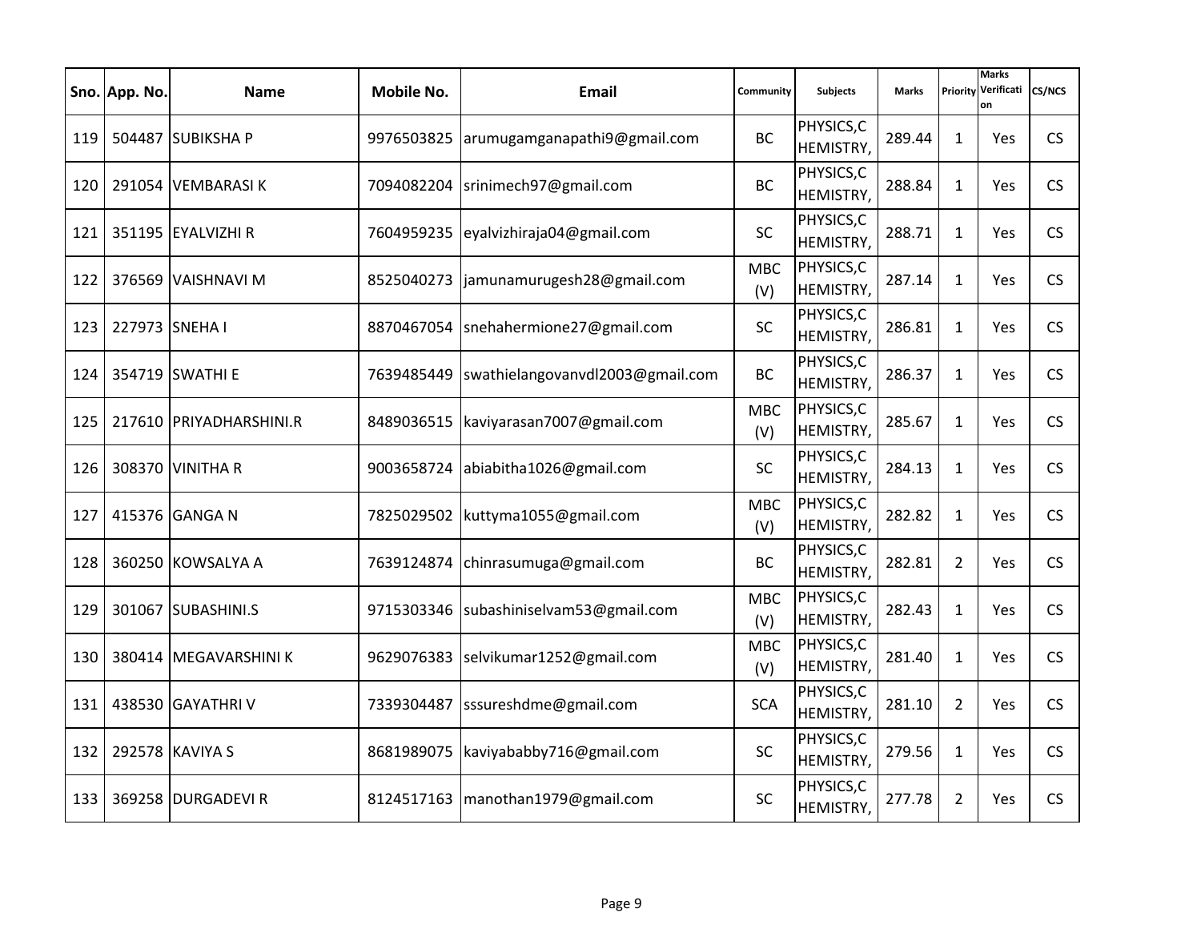| Sno. | App. No. | Name | Mobile No. | Email | Community | Subjects | Marks | Priority | Marks Verification | CS/NCS |
|---|---|---|---|---|---|---|---|---|---|---|
| 119 | 504487 | SUBIKSHA P | 9976503825 | arumugamganapathi9@gmail.com | BC | PHYSICS,CHEMISTRY, | 289.44 | 1 | Yes | CS |
| 120 | 291054 | VEMBARASI K | 7094082204 | srinimech97@gmail.com | BC | PHYSICS,CHEMISTRY, | 288.84 | 1 | Yes | CS |
| 121 | 351195 | EYALVIZHI R | 7604959235 | eyalvizhiraja04@gmail.com | SC | PHYSICS,CHEMISTRY, | 288.71 | 1 | Yes | CS |
| 122 | 376569 | VAISHNAVI M | 8525040273 | jamunamurugesh28@gmail.com | MBC (V) | PHYSICS,CHEMISTRY, | 287.14 | 1 | Yes | CS |
| 123 | 227973 | SNEHA I | 8870467054 | snehahermione27@gmail.com | SC | PHYSICS,CHEMISTRY, | 286.81 | 1 | Yes | CS |
| 124 | 354719 | SWATHI E | 7639485449 | swathielangovanvdl2003@gmail.com | BC | PHYSICS,CHEMISTRY, | 286.37 | 1 | Yes | CS |
| 125 | 217610 | PRIYADHARSHINI.R | 8489036515 | kaviyarasan7007@gmail.com | MBC (V) | PHYSICS,CHEMISTRY, | 285.67 | 1 | Yes | CS |
| 126 | 308370 | VINITHA R | 9003658724 | abiabitha1026@gmail.com | SC | PHYSICS,CHEMISTRY, | 284.13 | 1 | Yes | CS |
| 127 | 415376 | GANGA N | 7825029502 | kuttyma1055@gmail.com | MBC (V) | PHYSICS,CHEMISTRY, | 282.82 | 1 | Yes | CS |
| 128 | 360250 | KOWSALYA A | 7639124874 | chinrasumuga@gmail.com | BC | PHYSICS,CHEMISTRY, | 282.81 | 2 | Yes | CS |
| 129 | 301067 | SUBASHINI.S | 9715303346 | subashiniselvam53@gmail.com | MBC (V) | PHYSICS,CHEMISTRY, | 282.43 | 1 | Yes | CS |
| 130 | 380414 | MEGAVARSHINI K | 9629076383 | selvikumar1252@gmail.com | MBC (V) | PHYSICS,CHEMISTRY, | 281.40 | 1 | Yes | CS |
| 131 | 438530 | GAYATHRI V | 7339304487 | sssureshdme@gmail.com | SCA | PHYSICS,CHEMISTRY, | 281.10 | 2 | Yes | CS |
| 132 | 292578 | KAVIYA S | 8681989075 | kaviyababby716@gmail.com | SC | PHYSICS,CHEMISTRY, | 279.56 | 1 | Yes | CS |
| 133 | 369258 | DURGADEVI R | 8124517163 | manothan1979@gmail.com | SC | PHYSICS,CHEMISTRY, | 277.78 | 2 | Yes | CS |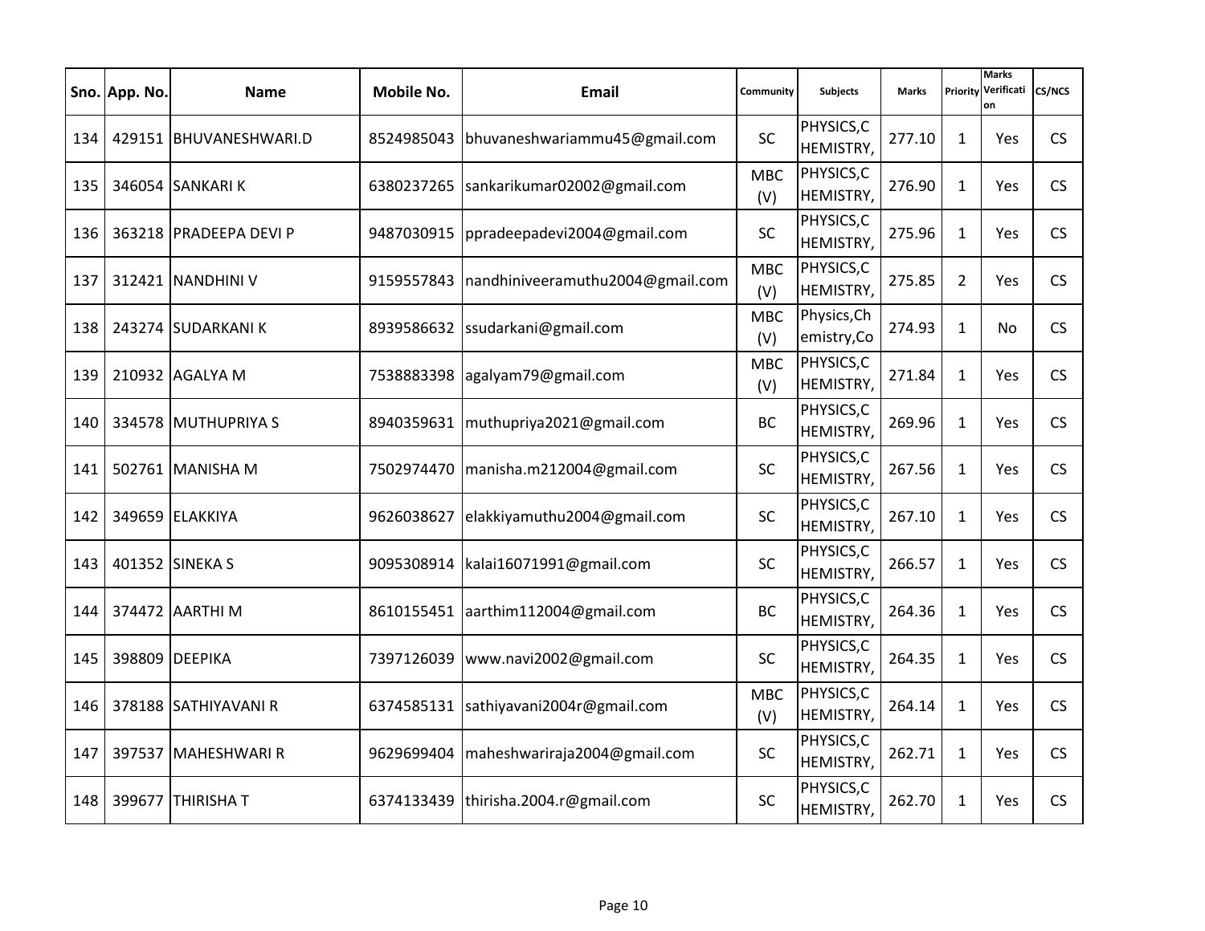| Sno. | App. No. | Name | Mobile No. | Email | Community | Subjects | Marks | Priority | Marks Verification | CS/NCS |
|---|---|---|---|---|---|---|---|---|---|---|
| 134 | 429151 | BHUVANESHWARI.D | 8524985043 | bhuvaneshwariammu45@gmail.com | SC | PHYSICS,CHEMISTRY, | 277.10 | 1 | Yes | CS |
| 135 | 346054 | SANKARI K | 6380237265 | sankarikumar02002@gmail.com | MBC (V) | PHYSICS,CHEMISTRY, | 276.90 | 1 | Yes | CS |
| 136 | 363218 | PRADEEPA DEVI P | 9487030915 | ppradeepadevi2004@gmail.com | SC | PHYSICS,CHEMISTRY, | 275.96 | 1 | Yes | CS |
| 137 | 312421 | NANDHINI V | 9159557843 | nandhiniveeramuthu2004@gmail.com | MBC (V) | PHYSICS,CHEMISTRY, | 275.85 | 2 | Yes | CS |
| 138 | 243274 | SUDARKANI K | 8939586632 | ssudarkani@gmail.com | MBC (V) | Physics,Chemistry,Co | 274.93 | 1 | No | CS |
| 139 | 210932 | AGALYA M | 7538883398 | agalyam79@gmail.com | MBC (V) | PHYSICS,CHEMISTRY, | 271.84 | 1 | Yes | CS |
| 140 | 334578 | MUTHUPRIYA S | 8940359631 | muthupriya2021@gmail.com | BC | PHYSICS,CHEMISTRY, | 269.96 | 1 | Yes | CS |
| 141 | 502761 | MANISHA M | 7502974470 | manisha.m212004@gmail.com | SC | PHYSICS,CHEMISTRY, | 267.56 | 1 | Yes | CS |
| 142 | 349659 | ELAKKIYA | 9626038627 | elakkiyamuthu2004@gmail.com | SC | PHYSICS,CHEMISTRY, | 267.10 | 1 | Yes | CS |
| 143 | 401352 | SINEKA S | 9095308914 | kalai16071991@gmail.com | SC | PHYSICS,CHEMISTRY, | 266.57 | 1 | Yes | CS |
| 144 | 374472 | AARTHI M | 8610155451 | aarthim112004@gmail.com | BC | PHYSICS,CHEMISTRY, | 264.36 | 1 | Yes | CS |
| 145 | 398809 | DEEPIKA | 7397126039 | www.navi2002@gmail.com | SC | PHYSICS,CHEMISTRY, | 264.35 | 1 | Yes | CS |
| 146 | 378188 | SATHIYAVANI R | 6374585131 | sathiyavani2004r@gmail.com | MBC (V) | PHYSICS,CHEMISTRY, | 264.14 | 1 | Yes | CS |
| 147 | 397537 | MAHESHWARI R | 9629699404 | maheshwariraja2004@gmail.com | SC | PHYSICS,CHEMISTRY, | 262.71 | 1 | Yes | CS |
| 148 | 399677 | THIRISHA T | 6374133439 | thirisha.2004.r@gmail.com | SC | PHYSICS,CHEMISTRY, | 262.70 | 1 | Yes | CS |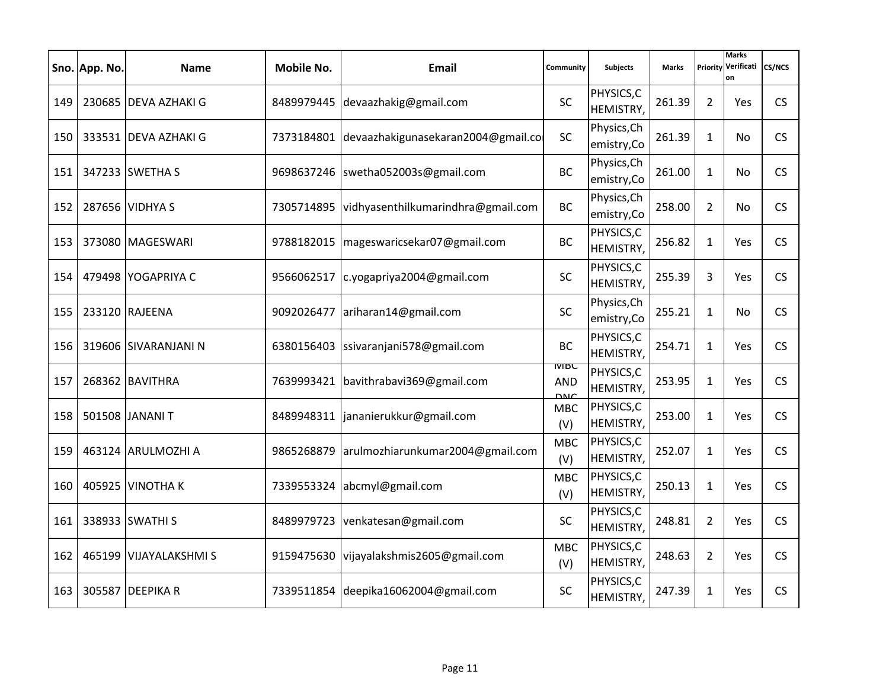| Sno. | App. No. | Name | Mobile No. | Email | Community | Subjects | Marks | Priority | Marks Verification | CS/NCS |
|---|---|---|---|---|---|---|---|---|---|---|
| 149 | 230685 | DEVA AZHAKI G | 8489979445 | devaazhakig@gmail.com | SC | PHYSICS,CHEMISTRY, | 261.39 | 2 | Yes | CS |
| 150 | 333531 | DEVA AZHAKI G | 7373184801 | devaazhakigunasekaran2004@gmail.co | SC | Physics,Chemistry,Co | 261.39 | 1 | No | CS |
| 151 | 347233 | SWETHA S | 9698637246 | swetha052003s@gmail.com | BC | Physics,Chemistry,Co | 261.00 | 1 | No | CS |
| 152 | 287656 | VIDHYA S | 7305714895 | vidhyasenthilkumarindhra@gmail.com | BC | Physics,Chemistry,Co | 258.00 | 2 | No | CS |
| 153 | 373080 | MAGESWARI | 9788182015 | mageswaricsekar07@gmail.com | BC | PHYSICS,CHEMISTRY, | 256.82 | 1 | Yes | CS |
| 154 | 479498 | YOGAPRIYA C | 9566062517 | c.yogapriya2004@gmail.com | SC | PHYSICS,CHEMISTRY, | 255.39 | 3 | Yes | CS |
| 155 | 233120 | RAJEENA | 9092026477 | ariharan14@gmail.com | SC | Physics,Chemistry,Co | 255.21 | 1 | No | CS |
| 156 | 319606 | SIVARANJANI N | 6380156403 | ssivaranjani578@gmail.com | BC | PHYSICS,CHEMISTRY, | 254.71 | 1 | Yes | CS |
| 157 | 268362 | BAVITHRA | 7639993421 | bavithrabavi369@gmail.com | MBC AND DNC | PHYSICS,CHEMISTRY, | 253.95 | 1 | Yes | CS |
| 158 | 501508 | JANANI T | 8489948311 | jananierukkur@gmail.com | MBC (V) | PHYSICS,CHEMISTRY, | 253.00 | 1 | Yes | CS |
| 159 | 463124 | ARULMOZHI A | 9865268879 | arulmozhiarunkumar2004@gmail.com | MBC (V) | PHYSICS,CHEMISTRY, | 252.07 | 1 | Yes | CS |
| 160 | 405925 | VINOTHA K | 7339553324 | abcmyl@gmail.com | MBC (V) | PHYSICS,CHEMISTRY, | 250.13 | 1 | Yes | CS |
| 161 | 338933 | SWATHI S | 8489979723 | venkatesan@gmail.com | SC | PHYSICS,CHEMISTRY, | 248.81 | 2 | Yes | CS |
| 162 | 465199 | VIJAYALAKSHMI S | 9159475630 | vijayalakshmis2605@gmail.com | MBC (V) | PHYSICS,CHEMISTRY, | 248.63 | 2 | Yes | CS |
| 163 | 305587 | DEEPIKA R | 7339511854 | deepika16062004@gmail.com | SC | PHYSICS,CHEMISTRY, | 247.39 | 1 | Yes | CS |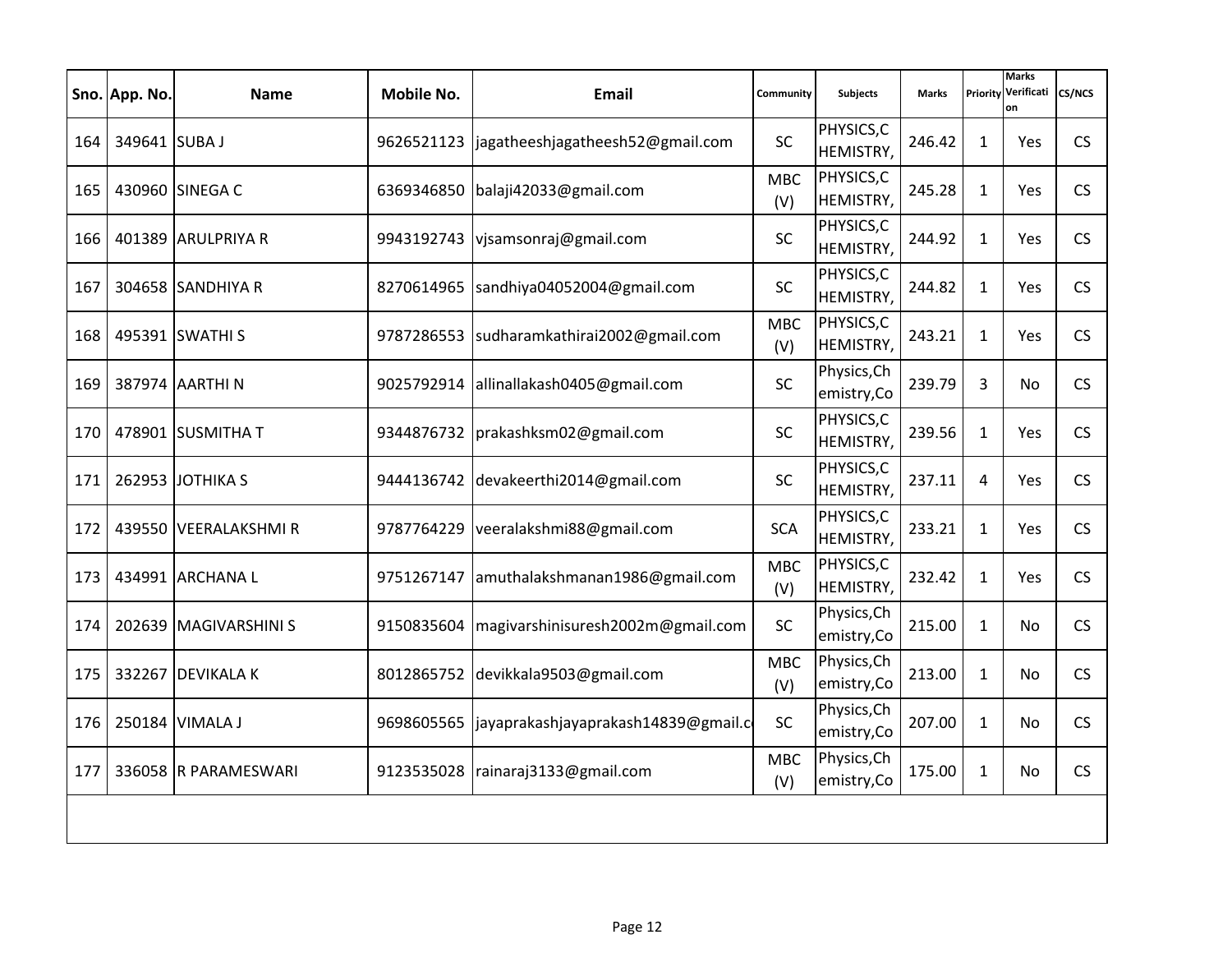| Sno. | App. No. | Name | Mobile No. | Email | Community | Subjects | Marks | Priority | Marks Verification | CS/NCS |
|---|---|---|---|---|---|---|---|---|---|---|
| 164 | 349641 | SUBA J | 9626521123 | jagatheeshjagatheesh52@gmail.com | SC | PHYSICS,CHEMISTRY, | 246.42 | 1 | Yes | CS |
| 165 | 430960 | SINEGA C | 6369346850 | balaji42033@gmail.com | MBC (V) | PHYSICS,CHEMISTRY, | 245.28 | 1 | Yes | CS |
| 166 | 401389 | ARULPRIYA R | 9943192743 | vjsamsonraj@gmail.com | SC | PHYSICS,CHEMISTRY, | 244.92 | 1 | Yes | CS |
| 167 | 304658 | SANDHIYA R | 8270614965 | sandhiya04052004@gmail.com | SC | PHYSICS,CHEMISTRY, | 244.82 | 1 | Yes | CS |
| 168 | 495391 | SWATHI S | 9787286553 | sudharamkathirai2002@gmail.com | MBC (V) | PHYSICS,CHEMISTRY, | 243.21 | 1 | Yes | CS |
| 169 | 387974 | AARTHI N | 9025792914 | allinallakash0405@gmail.com | SC | Physics,Chemistry,Co | 239.79 | 3 | No | CS |
| 170 | 478901 | SUSMITHA T | 9344876732 | prakashksm02@gmail.com | SC | PHYSICS,CHEMISTRY, | 239.56 | 1 | Yes | CS |
| 171 | 262953 | JOTHIKA S | 9444136742 | devakeerthi2014@gmail.com | SC | PHYSICS,CHEMISTRY, | 237.11 | 4 | Yes | CS |
| 172 | 439550 | VEERALAKSHMI R | 9787764229 | veeralakshmi88@gmail.com | SCA | PHYSICS,CHEMISTRY, | 233.21 | 1 | Yes | CS |
| 173 | 434991 | ARCHANA L | 9751267147 | amuthalakshmanan1986@gmail.com | MBC (V) | PHYSICS,CHEMISTRY, | 232.42 | 1 | Yes | CS |
| 174 | 202639 | MAGIVARSHINI S | 9150835604 | magivarshinisuresh2002m@gmail.com | SC | Physics,Chemistry,Co | 215.00 | 1 | No | CS |
| 175 | 332267 | DEVIKALA K | 8012865752 | devikkala9503@gmail.com | MBC (V) | Physics,Chemistry,Co | 213.00 | 1 | No | CS |
| 176 | 250184 | VIMALA J | 9698605565 | jayaprakashjayaprakash14839@gmail.c | SC | Physics,Chemistry,Co | 207.00 | 1 | No | CS |
| 177 | 336058 | R PARAMESWARI | 9123535028 | rainaraj3133@gmail.com | MBC (V) | Physics,Chemistry,Co | 175.00 | 1 | No | CS |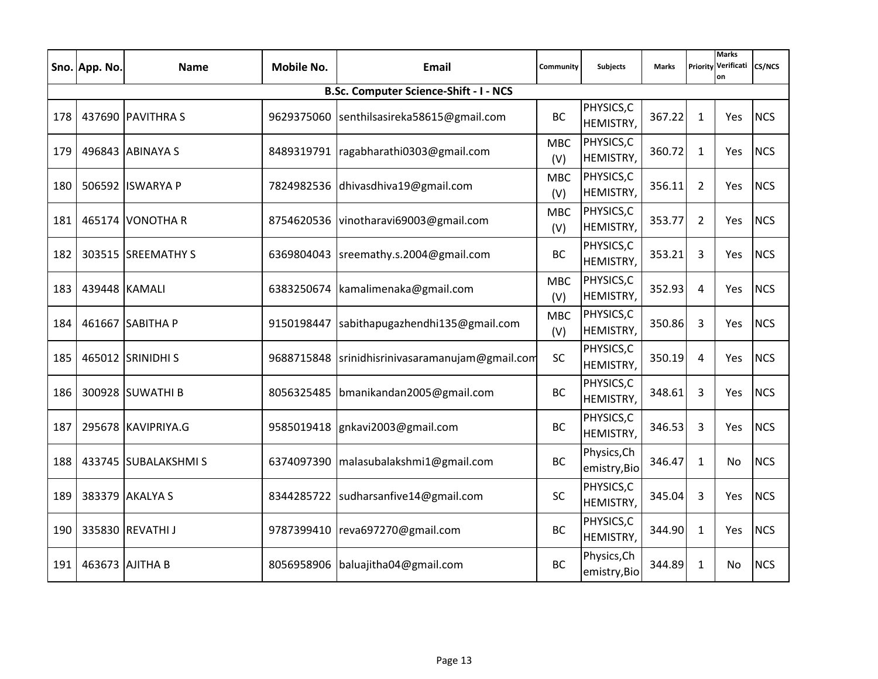| Sno. | App. No. | Name | Mobile No. | Email | Community | Subjects | Marks | Priority | Marks Verification | CS/NCS |
|---|---|---|---|---|---|---|---|---|---|---|
| **B.Sc. Computer Science-Shift - I - NCS** | | | | | | | | | | |
| 178 | 437690 | PAVITHRA S | 9629375060 | senthilsasireka58615@gmail.com | BC | PHYSICS,CHEMISTRY, | 367.22 | 1 | Yes | NCS |
| 179 | 496843 | ABINAYA S | 8489319791 | ragabharathi0303@gmail.com | MBC (V) | PHYSICS,CHEMISTRY, | 360.72 | 1 | Yes | NCS |
| 180 | 506592 | ISWARYA P | 7824982536 | dhivasdhiva19@gmail.com | MBC (V) | PHYSICS,CHEMISTRY, | 356.11 | 2 | Yes | NCS |
| 181 | 465174 | VONOTHA R | 8754620536 | vinotharavi69003@gmail.com | MBC (V) | PHYSICS,CHEMISTRY, | 353.77 | 2 | Yes | NCS |
| 182 | 303515 | SREEMATHY S | 6369804043 | sreemathy.s.2004@gmail.com | BC | PHYSICS,CHEMISTRY, | 353.21 | 3 | Yes | NCS |
| 183 | 439448 | KAMALI | 6383250674 | kamalimenaka@gmail.com | MBC (V) | PHYSICS,CHEMISTRY, | 352.93 | 4 | Yes | NCS |
| 184 | 461667 | SABITHA P | 9150198447 | sabithapugazhendhi135@gmail.com | MBC (V) | PHYSICS,CHEMISTRY, | 350.86 | 3 | Yes | NCS |
| 185 | 465012 | SRINIDHI S | 9688715848 | srinidhisrinivasaramanujam@gmail.com | SC | PHYSICS,CHEMISTRY, | 350.19 | 4 | Yes | NCS |
| 186 | 300928 | SUWATHI B | 8056325485 | bmanikandan2005@gmail.com | BC | PHYSICS,CHEMISTRY, | 348.61 | 3 | Yes | NCS |
| 187 | 295678 | KAVIPRIYA.G | 9585019418 | gnkavi2003@gmail.com | BC | PHYSICS,CHEMISTRY, | 346.53 | 3 | Yes | NCS |
| 188 | 433745 | SUBALAKSHMI S | 6374097390 | malasubalakshmi1@gmail.com | BC | Physics,Chemistry,Bio | 346.47 | 1 | No | NCS |
| 189 | 383379 | AKALYA S | 8344285722 | sudharsanfive14@gmail.com | SC | PHYSICS,CHEMISTRY, | 345.04 | 3 | Yes | NCS |
| 190 | 335830 | REVATHI J | 9787399410 | reva697270@gmail.com | BC | PHYSICS,CHEMISTRY, | 344.90 | 1 | Yes | NCS |
| 191 | 463673 | AJITHA B | 8056958906 | baluajitha04@gmail.com | BC | Physics,Chemistry,Bio | 344.89 | 1 | No | NCS |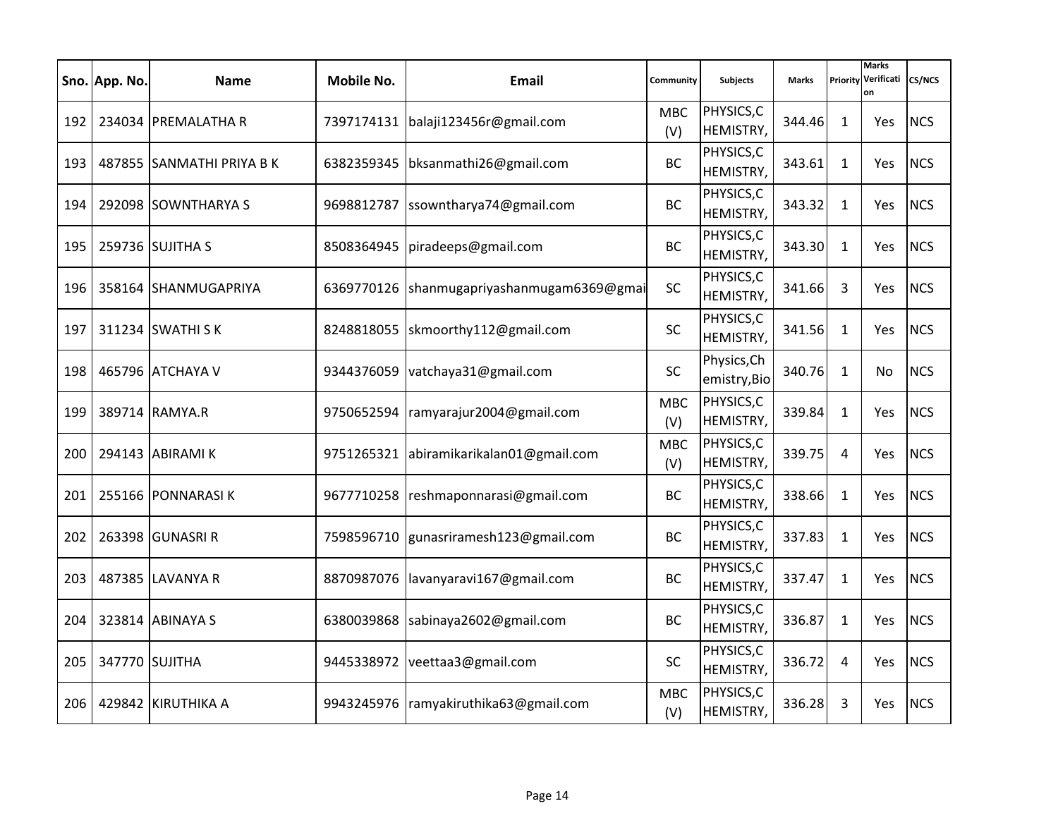| Sno. | App. No. | Name | Mobile No. | Email | Community | Subjects | Marks | Priority | Marks Verification | CS/NCS |
|---|---|---|---|---|---|---|---|---|---|---|
| 192 | 234034 | PREMALATHA R | 7397174131 | balaji123456r@gmail.com | MBC (V) | PHYSICS,CHEMISTRY, | 344.46 | 1 | Yes | NCS |
| 193 | 487855 | SANMATHI PRIYA B K | 6382359345 | bksanmathi26@gmail.com | BC | PHYSICS,CHEMISTRY, | 343.61 | 1 | Yes | NCS |
| 194 | 292098 | SOWNTHARYA S | 9698812787 | ssowntharya74@gmail.com | BC | PHYSICS,CHEMISTRY, | 343.32 | 1 | Yes | NCS |
| 195 | 259736 | SUJITHA S | 8508364945 | piradeeps@gmail.com | BC | PHYSICS,CHEMISTRY, | 343.30 | 1 | Yes | NCS |
| 196 | 358164 | SHANMUGAPRIYA | 6369770126 | shanmugapriyashanmugam6369@gmai | SC | PHYSICS,CHEMISTRY, | 341.66 | 3 | Yes | NCS |
| 197 | 311234 | SWATHI S K | 8248818055 | skmoorthy112@gmail.com | SC | PHYSICS,CHEMISTRY, | 341.56 | 1 | Yes | NCS |
| 198 | 465796 | ATCHAYA V | 9344376059 | vatchaya31@gmail.com | SC | Physics,Chemistry,Bio | 340.76 | 1 | No | NCS |
| 199 | 389714 | RAMYA.R | 9750652594 | ramyarajur2004@gmail.com | MBC (V) | PHYSICS,CHEMISTRY, | 339.84 | 1 | Yes | NCS |
| 200 | 294143 | ABIRAMI K | 9751265321 | abiramikarikalan01@gmail.com | MBC (V) | PHYSICS,CHEMISTRY, | 339.75 | 4 | Yes | NCS |
| 201 | 255166 | PONNARASI K | 9677710258 | reshmaponnarasi@gmail.com | BC | PHYSICS,CHEMISTRY, | 338.66 | 1 | Yes | NCS |
| 202 | 263398 | GUNASRI R | 7598596710 | gunasriramesh123@gmail.com | BC | PHYSICS,CHEMISTRY, | 337.83 | 1 | Yes | NCS |
| 203 | 487385 | LAVANYA R | 8870987076 | lavanyaravi167@gmail.com | BC | PHYSICS,CHEMISTRY, | 337.47 | 1 | Yes | NCS |
| 204 | 323814 | ABINAYA S | 6380039868 | sabinaya2602@gmail.com | BC | PHYSICS,CHEMISTRY, | 336.87 | 1 | Yes | NCS |
| 205 | 347770 | SUJITHA | 9445338972 | veettaa3@gmail.com | SC | PHYSICS,CHEMISTRY, | 336.72 | 4 | Yes | NCS |
| 206 | 429842 | KIRUTHIKA A | 9943245976 | ramyakiruthika63@gmail.com | MBC (V) | PHYSICS,CHEMISTRY, | 336.28 | 3 | Yes | NCS |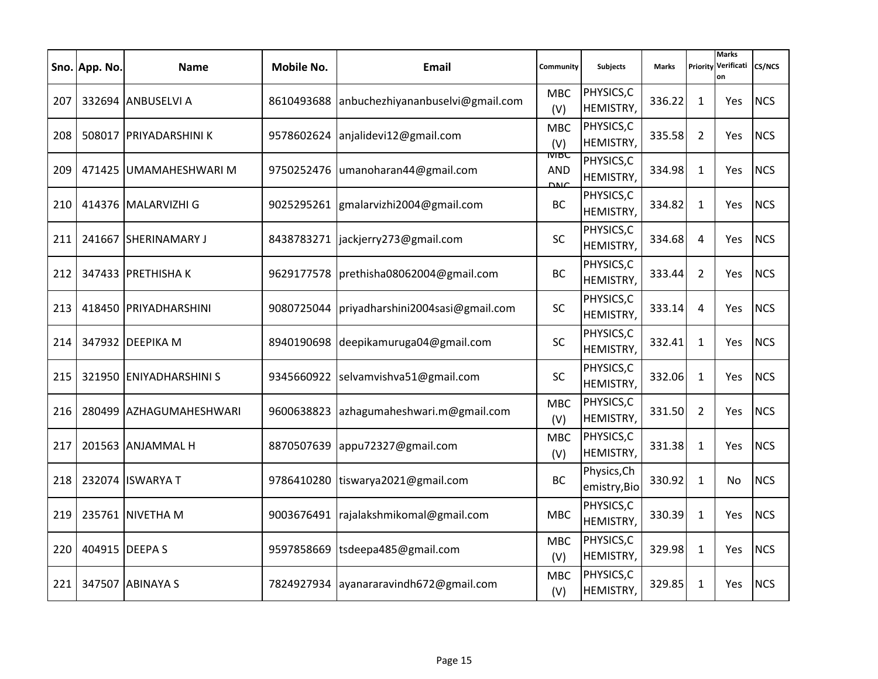| Sno. | App. No. | Name | Mobile No. | Email | Community | Subjects | Marks | Priority | Marks Verification | CS/NCS |
|---|---|---|---|---|---|---|---|---|---|---|
| 207 | 332694 | ANBUSELVI A | 8610493688 | anbuchezhiyananbuselvi@gmail.com | MBC (V) | PHYSICS,CHEMISTRY, | 336.22 | 1 | Yes | NCS |
| 208 | 508017 | PRIYADARSHINI K | 9578602624 | anjalidevi12@gmail.com | MBC (V) | PHYSICS,CHEMISTRY, | 335.58 | 2 | Yes | NCS |
| 209 | 471425 | UMAMAHESHWARI M | 9750252476 | umanoharan44@gmail.com | MBC AND DNC | PHYSICS,CHEMISTRY, | 334.98 | 1 | Yes | NCS |
| 210 | 414376 | MALARVIZHI G | 9025295261 | gmalarvizhi2004@gmail.com | BC | PHYSICS,CHEMISTRY, | 334.82 | 1 | Yes | NCS |
| 211 | 241667 | SHERINAMARY J | 8438783271 | jackjerry273@gmail.com | SC | PHYSICS,CHEMISTRY, | 334.68 | 4 | Yes | NCS |
| 212 | 347433 | PRETHISHA K | 9629177578 | prethisha08062004@gmail.com | BC | PHYSICS,CHEMISTRY, | 333.44 | 2 | Yes | NCS |
| 213 | 418450 | PRIYADHARSHINI | 9080725044 | priyadharshini2004sasi@gmail.com | SC | PHYSICS,CHEMISTRY, | 333.14 | 4 | Yes | NCS |
| 214 | 347932 | DEEPIKA M | 8940190698 | deepikamuruga04@gmail.com | SC | PHYSICS,CHEMISTRY, | 332.41 | 1 | Yes | NCS |
| 215 | 321950 | ENIYADHARSHINI S | 9345660922 | selvamvishva51@gmail.com | SC | PHYSICS,CHEMISTRY, | 332.06 | 1 | Yes | NCS |
| 216 | 280499 | AZHAGUMAHESHWARI | 9600638823 | azhagumaheshwari.m@gmail.com | MBC (V) | PHYSICS,CHEMISTRY, | 331.50 | 2 | Yes | NCS |
| 217 | 201563 | ANJAMMAL H | 8870507639 | appu72327@gmail.com | MBC (V) | PHYSICS,CHEMISTRY, | 331.38 | 1 | Yes | NCS |
| 218 | 232074 | ISWARYA T | 9786410280 | tiswarya2021@gmail.com | BC | Physics,Chemistry,Bio | 330.92 | 1 | No | NCS |
| 219 | 235761 | NIVETHA M | 9003676491 | rajalakshmikomal@gmail.com | MBC | PHYSICS,CHEMISTRY, | 330.39 | 1 | Yes | NCS |
| 220 | 404915 | DEEPA S | 9597858669 | tsdeepa485@gmail.com | MBC (V) | PHYSICS,CHEMISTRY, | 329.98 | 1 | Yes | NCS |
| 221 | 347507 | ABINAYA S | 7824927934 | ayanararavindh672@gmail.com | MBC (V) | PHYSICS,CHEMISTRY, | 329.85 | 1 | Yes | NCS |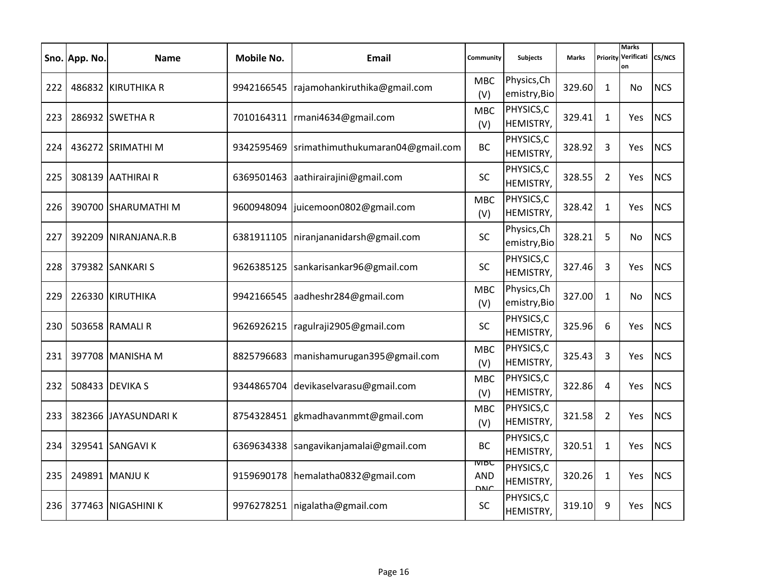| Sno. | App. No. | Name | Mobile No. | Email | Community | Subjects | Marks | Priority | Marks Verification | CS/NCS |
|---|---|---|---|---|---|---|---|---|---|---|
| 222 | 486832 | KIRUTHIKA R | 9942166545 | rajamohankiruthika@gmail.com | MBC (V) | Physics,Chemistry,Bio | 329.60 | 1 | No | NCS |
| 223 | 286932 | SWETHA R | 7010164311 | rmani4634@gmail.com | MBC (V) | PHYSICS,CHEMISTRY, | 329.41 | 1 | Yes | NCS |
| 224 | 436272 | SRIMATHI M | 9342595469 | srimathimuthukumaran04@gmail.com | BC | PHYSICS,CHEMISTRY, | 328.92 | 3 | Yes | NCS |
| 225 | 308139 | AATHIRAI R | 6369501463 | aathirairajini@gmail.com | SC | PHYSICS,CHEMISTRY, | 328.55 | 2 | Yes | NCS |
| 226 | 390700 | SHARUMATHI M | 9600948094 | juicemoon0802@gmail.com | MBC (V) | PHYSICS,CHEMISTRY, | 328.42 | 1 | Yes | NCS |
| 227 | 392209 | NIRANJANA.R.B | 6381911105 | niranjananidarsh@gmail.com | SC | Physics,Chemistry,Bio | 328.21 | 5 | No | NCS |
| 228 | 379382 | SANKARI S | 9626385125 | sankarisankar96@gmail.com | SC | PHYSICS,CHEMISTRY, | 327.46 | 3 | Yes | NCS |
| 229 | 226330 | KIRUTHIKA | 9942166545 | aadheshr284@gmail.com | MBC (V) | Physics,Chemistry,Bio | 327.00 | 1 | No | NCS |
| 230 | 503658 | RAMALI R | 9626926215 | ragulraji2905@gmail.com | SC | PHYSICS,CHEMISTRY, | 325.96 | 6 | Yes | NCS |
| 231 | 397708 | MANISHA M | 8825796683 | manishamurugan395@gmail.com | MBC (V) | PHYSICS,CHEMISTRY, | 325.43 | 3 | Yes | NCS |
| 232 | 508433 | DEVIKA S | 9344865704 | devikaselvarasu@gmail.com | MBC (V) | PHYSICS,CHEMISTRY, | 322.86 | 4 | Yes | NCS |
| 233 | 382366 | JAYASUNDARI K | 8754328451 | gkmadhavanmmt@gmail.com | MBC (V) | PHYSICS,CHEMISTRY, | 321.58 | 2 | Yes | NCS |
| 234 | 329541 | SANGAVI K | 6369634338 | sangavikanjamalai@gmail.com | BC | PHYSICS,CHEMISTRY, | 320.51 | 1 | Yes | NCS |
| 235 | 249891 | MANJU K | 9159690178 | hemalatha0832@gmail.com | MBC AND DNC | PHYSICS,CHEMISTRY, | 320.26 | 1 | Yes | NCS |
| 236 | 377463 | NIGASHINI K | 9976278251 | nigalatha@gmail.com | SC | PHYSICS,CHEMISTRY, | 319.10 | 9 | Yes | NCS |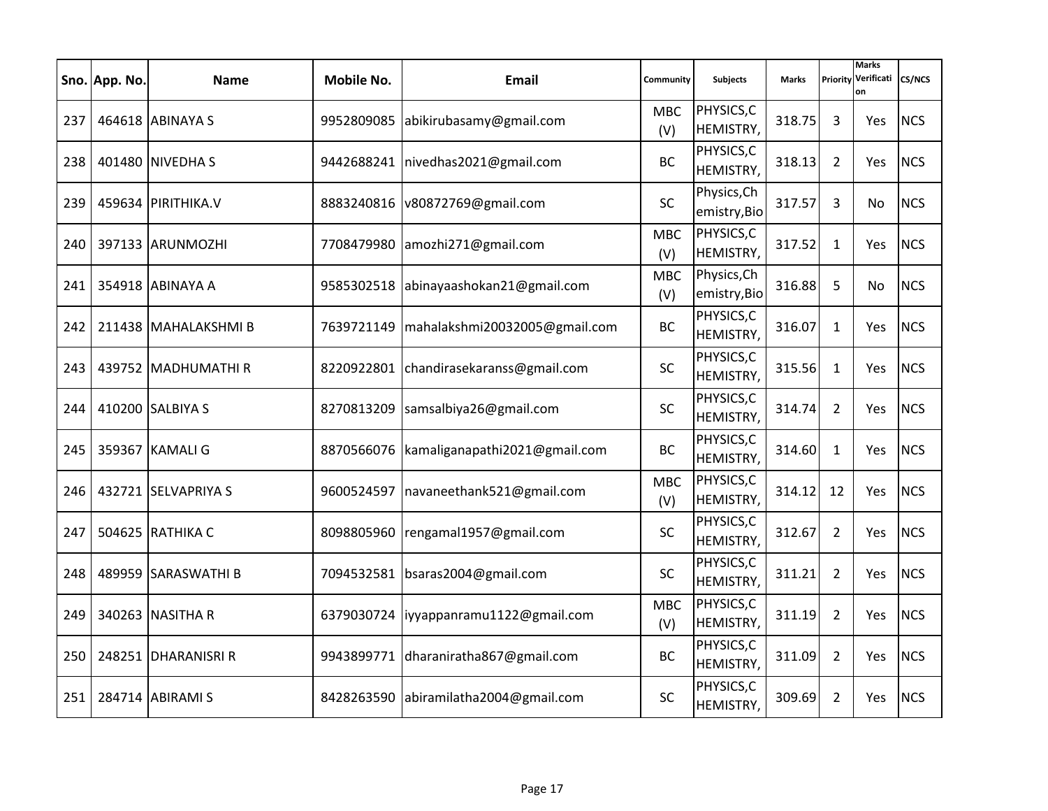| Sno. | App. No. | Name | Mobile No. | Email | Community | Subjects | Marks | Priority | Marks Verification | CS/NCS |
|---|---|---|---|---|---|---|---|---|---|---|
| 237 | 464618 | ABINAYA S | 9952809085 | abikirubasamy@gmail.com | MBC (V) | PHYSICS,C HEMISTRY, | 318.75 | 3 | Yes | NCS |
| 238 | 401480 | NIVEDHA S | 9442688241 | nivedhas2021@gmail.com | BC | PHYSICS,C HEMISTRY, | 318.13 | 2 | Yes | NCS |
| 239 | 459634 | PIRITHIKA.V | 8883240816 | v80872769@gmail.com | SC | Physics,Ch emistry,Bio | 317.57 | 3 | No | NCS |
| 240 | 397133 | ARUNMOZHI | 7708479980 | amozhi271@gmail.com | MBC (V) | PHYSICS,C HEMISTRY, | 317.52 | 1 | Yes | NCS |
| 241 | 354918 | ABINAYA A | 9585302518 | abinayaashokan21@gmail.com | MBC (V) | Physics,Ch emistry,Bio | 316.88 | 5 | No | NCS |
| 242 | 211438 | MAHALAKSHMI B | 7639721149 | mahalakshmi20032005@gmail.com | BC | PHYSICS,C HEMISTRY, | 316.07 | 1 | Yes | NCS |
| 243 | 439752 | MADHUMATHI R | 8220922801 | chandirasekaranss@gmail.com | SC | PHYSICS,C HEMISTRY, | 315.56 | 1 | Yes | NCS |
| 244 | 410200 | SALBIYA S | 8270813209 | samsalbiya26@gmail.com | SC | PHYSICS,C HEMISTRY, | 314.74 | 2 | Yes | NCS |
| 245 | 359367 | KAMALI G | 8870566076 | kamaliganapathi2021@gmail.com | BC | PHYSICS,C HEMISTRY, | 314.60 | 1 | Yes | NCS |
| 246 | 432721 | SELVAPRIYA S | 9600524597 | navaneethank521@gmail.com | MBC (V) | PHYSICS,C HEMISTRY, | 314.12 | 12 | Yes | NCS |
| 247 | 504625 | RATHIKA C | 8098805960 | rengamal1957@gmail.com | SC | PHYSICS,C HEMISTRY, | 312.67 | 2 | Yes | NCS |
| 248 | 489959 | SARASWATHI B | 7094532581 | bsaras2004@gmail.com | SC | PHYSICS,C HEMISTRY, | 311.21 | 2 | Yes | NCS |
| 249 | 340263 | NASITHA R | 6379030724 | iyyappanramu1122@gmail.com | MBC (V) | PHYSICS,C HEMISTRY, | 311.19 | 2 | Yes | NCS |
| 250 | 248251 | DHARANISRI R | 9943899771 | dharaniratha867@gmail.com | BC | PHYSICS,C HEMISTRY, | 311.09 | 2 | Yes | NCS |
| 251 | 284714 | ABIRAMI S | 8428263590 | abiramilatha2004@gmail.com | SC | PHYSICS,C HEMISTRY, | 309.69 | 2 | Yes | NCS |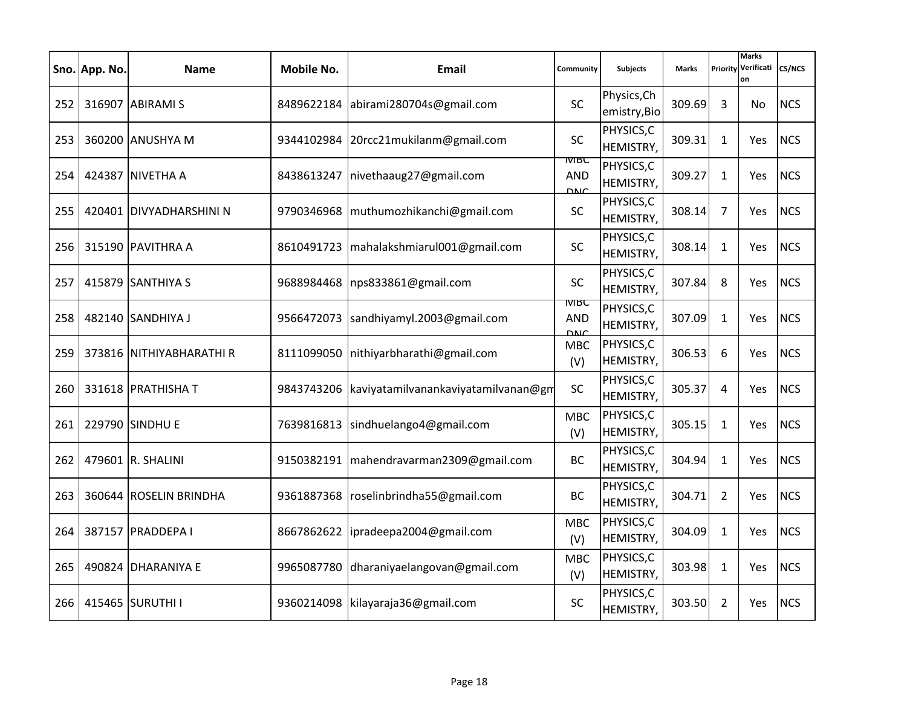| Sno. | App. No. | Name | Mobile No. | Email | Community | Subjects | Marks | Priority | Marks Verification | CS/NCS |
|---|---|---|---|---|---|---|---|---|---|---|
| 252 | 316907 | ABIRAMI S | 8489622184 | abirami280704s@gmail.com | SC | Physics,Chemistry,Bio | 309.69 | 3 | No | NCS |
| 253 | 360200 | ANUSHYA M | 9344102984 | 20rcc21mukilanm@gmail.com | SC | PHYSICS,CHEMISTRY, | 309.31 | 1 | Yes | NCS |
| 254 | 424387 | NIVETHA A | 8438613247 | nivethaaug27@gmail.com | MBC AND DNC | PHYSICS,CHEMISTRY, | 309.27 | 1 | Yes | NCS |
| 255 | 420401 | DIVYADHARSHINI N | 9790346968 | muthumozhikanchi@gmail.com | SC | PHYSICS,CHEMISTRY, | 308.14 | 7 | Yes | NCS |
| 256 | 315190 | PAVITHRA A | 8610491723 | mahalakshmiarul001@gmail.com | SC | PHYSICS,CHEMISTRY, | 308.14 | 1 | Yes | NCS |
| 257 | 415879 | SANTHIYA S | 9688984468 | nps833861@gmail.com | SC | PHYSICS,CHEMISTRY, | 307.84 | 8 | Yes | NCS |
| 258 | 482140 | SANDHIYA J | 9566472073 | sandhiyamyl.2003@gmail.com | MBC AND DNC | PHYSICS,CHEMISTRY, | 307.09 | 1 | Yes | NCS |
| 259 | 373816 | NITHIYABHARATHI R | 8111099050 | nithiyarbharathi@gmail.com | MBC (V) | PHYSICS,CHEMISTRY, | 306.53 | 6 | Yes | NCS |
| 260 | 331618 | PRATHISHA T | 9843743206 | kaviyatamilvanankaviyatamilvanan@gm | SC | PHYSICS,CHEMISTRY, | 305.37 | 4 | Yes | NCS |
| 261 | 229790 | SINDHU E | 7639816813 | sindhuelango4@gmail.com | MBC (V) | PHYSICS,CHEMISTRY, | 305.15 | 1 | Yes | NCS |
| 262 | 479601 | R. SHALINI | 9150382191 | mahendravarman2309@gmail.com | BC | PHYSICS,CHEMISTRY, | 304.94 | 1 | Yes | NCS |
| 263 | 360644 | ROSELIN BRINDHA | 9361887368 | roselinbrindha55@gmail.com | BC | PHYSICS,CHEMISTRY, | 304.71 | 2 | Yes | NCS |
| 264 | 387157 | PRADDEPA I | 8667862622 | ipradeepa2004@gmail.com | MBC (V) | PHYSICS,CHEMISTRY, | 304.09 | 1 | Yes | NCS |
| 265 | 490824 | DHARANIYA E | 9965087780 | dharaniyaelangovan@gmail.com | MBC (V) | PHYSICS,CHEMISTRY, | 303.98 | 1 | Yes | NCS |
| 266 | 415465 | SURUTHI I | 9360214098 | kilayaraja36@gmail.com | SC | PHYSICS,CHEMISTRY, | 303.50 | 2 | Yes | NCS |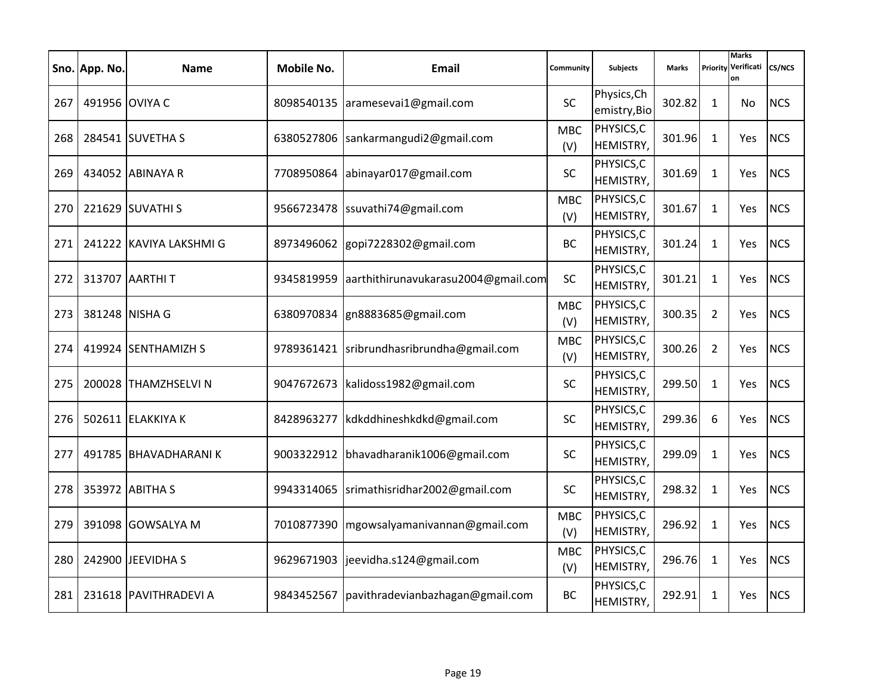| Sno. | App. No. | Name | Mobile No. | Email | Community | Subjects | Marks | Priority | Marks Verification | CS/NCS |
|---|---|---|---|---|---|---|---|---|---|---|
| 267 | 491956 | OVIYA C | 8098540135 | aramesevai1@gmail.com | SC | Physics,Chemistry,Bio | 302.82 | 1 | No | NCS |
| 268 | 284541 | SUVETHA S | 6380527806 | sankarmangudi2@gmail.com | MBC (V) | PHYSICS,CHEMISTRY, | 301.96 | 1 | Yes | NCS |
| 269 | 434052 | ABINAYA R | 7708950864 | abinayar017@gmail.com | SC | PHYSICS,CHEMISTRY, | 301.69 | 1 | Yes | NCS |
| 270 | 221629 | SUVATHI S | 9566723478 | ssuvathi74@gmail.com | MBC (V) | PHYSICS,CHEMISTRY, | 301.67 | 1 | Yes | NCS |
| 271 | 241222 | KAVIYA LAKSHMI G | 8973496062 | gopi7228302@gmail.com | BC | PHYSICS,CHEMISTRY, | 301.24 | 1 | Yes | NCS |
| 272 | 313707 | AARTHI T | 9345819959 | aarthithirunavukarasu2004@gmail.com | SC | PHYSICS,CHEMISTRY, | 301.21 | 1 | Yes | NCS |
| 273 | 381248 | NISHA G | 6380970834 | gn8883685@gmail.com | MBC (V) | PHYSICS,CHEMISTRY, | 300.35 | 2 | Yes | NCS |
| 274 | 419924 | SENTHAMIZH S | 9789361421 | sribrundhasribrundha@gmail.com | MBC (V) | PHYSICS,CHEMISTRY, | 300.26 | 2 | Yes | NCS |
| 275 | 200028 | THAMZHSELVI N | 9047672673 | kalidoss1982@gmail.com | SC | PHYSICS,CHEMISTRY, | 299.50 | 1 | Yes | NCS |
| 276 | 502611 | ELAKKIYA K | 8428963277 | kdkddhineshkdkd@gmail.com | SC | PHYSICS,CHEMISTRY, | 299.36 | 6 | Yes | NCS |
| 277 | 491785 | BHAVADHARANI K | 9003322912 | bhavadharanik1006@gmail.com | SC | PHYSICS,CHEMISTRY, | 299.09 | 1 | Yes | NCS |
| 278 | 353972 | ABITHA S | 9943314065 | srimathisridhar2002@gmail.com | SC | PHYSICS,CHEMISTRY, | 298.32 | 1 | Yes | NCS |
| 279 | 391098 | GOWSALYA M | 7010877390 | mgowsalyamanivannan@gmail.com | MBC (V) | PHYSICS,CHEMISTRY, | 296.92 | 1 | Yes | NCS |
| 280 | 242900 | JEEVIDHA S | 9629671903 | jeevidha.s124@gmail.com | MBC (V) | PHYSICS,CHEMISTRY, | 296.76 | 1 | Yes | NCS |
| 281 | 231618 | PAVITHRADEVI A | 9843452567 | pavithradevianbazhagan@gmail.com | BC | PHYSICS,CHEMISTRY, | 292.91 | 1 | Yes | NCS |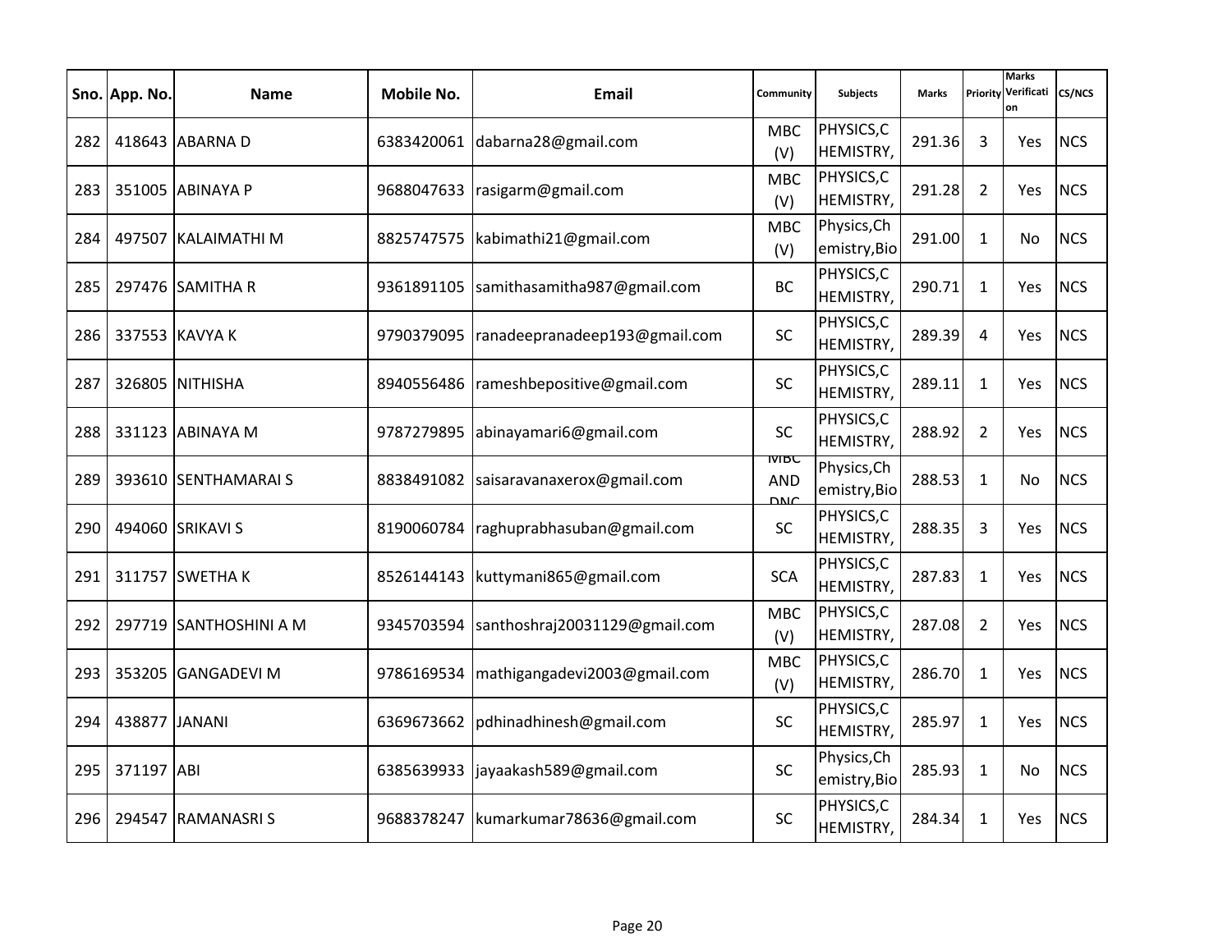| Sno. | App. No. | Name | Mobile No. | Email | Community | Subjects | Marks | Priority | Marks Verification | CS/NCS |
|---|---|---|---|---|---|---|---|---|---|---|
| 282 | 418643 | ABARNA D | 6383420061 | dabarna28@gmail.com | MBC (V) | PHYSICS,CHEMISTRY, | 291.36 | 3 | Yes | NCS |
| 283 | 351005 | ABINAYA P | 9688047633 | rasigarm@gmail.com | MBC (V) | PHYSICS,CHEMISTRY, | 291.28 | 2 | Yes | NCS |
| 284 | 497507 | KALAIMATHI M | 8825747575 | kabimathi21@gmail.com | MBC (V) | Physics,Chemistry,Bio | 291.00 | 1 | No | NCS |
| 285 | 297476 | SAMITHA R | 9361891105 | samithasamitha987@gmail.com | BC | PHYSICS,CHEMISTRY, | 290.71 | 1 | Yes | NCS |
| 286 | 337553 | KAVYA K | 9790379095 | ranadeepranadeep193@gmail.com | SC | PHYSICS,CHEMISTRY, | 289.39 | 4 | Yes | NCS |
| 287 | 326805 | NITHISHA | 8940556486 | rameshbepositive@gmail.com | SC | PHYSICS,CHEMISTRY, | 289.11 | 1 | Yes | NCS |
| 288 | 331123 | ABINAYA M | 9787279895 | abinayamari6@gmail.com | SC | PHYSICS,CHEMISTRY, | 288.92 | 2 | Yes | NCS |
| 289 | 393610 | SENTHAMARAI S | 8838491082 | saisaravanaxerox@gmail.com | MBC AND DNC | Physics,Chemistry,Bio | 288.53 | 1 | No | NCS |
| 290 | 494060 | SRIKAVI S | 8190060784 | raghuprabhasuban@gmail.com | SC | PHYSICS,CHEMISTRY, | 288.35 | 3 | Yes | NCS |
| 291 | 311757 | SWETHA K | 8526144143 | kuttymani865@gmail.com | SCA | PHYSICS,CHEMISTRY, | 287.83 | 1 | Yes | NCS |
| 292 | 297719 | SANTHOSHINI A M | 9345703594 | santhoshraj20031129@gmail.com | MBC (V) | PHYSICS,CHEMISTRY, | 287.08 | 2 | Yes | NCS |
| 293 | 353205 | GANGADEVI M | 9786169534 | mathigangadevi2003@gmail.com | MBC (V) | PHYSICS,CHEMISTRY, | 286.70 | 1 | Yes | NCS |
| 294 | 438877 | JANANI | 6369673662 | pdhinadhinesh@gmail.com | SC | PHYSICS,CHEMISTRY, | 285.97 | 1 | Yes | NCS |
| 295 | 371197 | ABI | 6385639933 | jayaakash589@gmail.com | SC | Physics,Chemistry,Bio | 285.93 | 1 | No | NCS |
| 296 | 294547 | RAMANASRI S | 9688378247 | kumarkumar78636@gmail.com | SC | PHYSICS,CHEMISTRY, | 284.34 | 1 | Yes | NCS |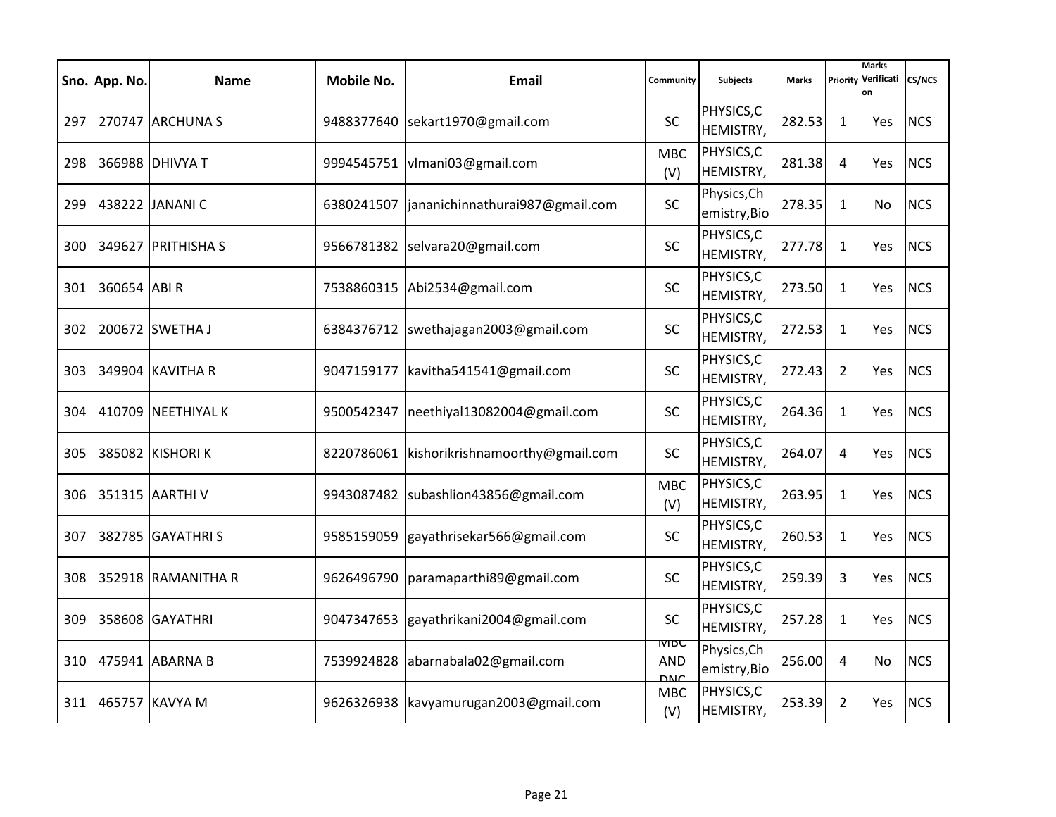| Sno. | App. No. | Name | Mobile No. | Email | Community | Subjects | Marks | Priority | Marks Verification | CS/NCS |
|---|---|---|---|---|---|---|---|---|---|---|
| 297 | 270747 | ARCHUNA S | 9488377640 | sekart1970@gmail.com | SC | PHYSICS,CHEMISTRY, | 282.53 | 1 | Yes | NCS |
| 298 | 366988 | DHIVYA T | 9994545751 | vlmani03@gmail.com | MBC (V) | PHYSICS,CHEMISTRY, | 281.38 | 4 | Yes | NCS |
| 299 | 438222 | JANANI C | 6380241507 | jananichinnathurai987@gmail.com | SC | Physics,Chemistry,Bio | 278.35 | 1 | No | NCS |
| 300 | 349627 | PRITHISHA S | 9566781382 | selvara20@gmail.com | SC | PHYSICS,CHEMISTRY, | 277.78 | 1 | Yes | NCS |
| 301 | 360654 | ABI R | 7538860315 | Abi2534@gmail.com | SC | PHYSICS,CHEMISTRY, | 273.50 | 1 | Yes | NCS |
| 302 | 200672 | SWETHA J | 6384376712 | swethajagan2003@gmail.com | SC | PHYSICS,CHEMISTRY, | 272.53 | 1 | Yes | NCS |
| 303 | 349904 | KAVITHA R | 9047159177 | kavitha541541@gmail.com | SC | PHYSICS,CHEMISTRY, | 272.43 | 2 | Yes | NCS |
| 304 | 410709 | NEETHIYAL K | 9500542347 | neethiyal13082004@gmail.com | SC | PHYSICS,CHEMISTRY, | 264.36 | 1 | Yes | NCS |
| 305 | 385082 | KISHORI K | 8220786061 | kishorikrishnamoorthy@gmail.com | SC | PHYSICS,CHEMISTRY, | 264.07 | 4 | Yes | NCS |
| 306 | 351315 | AARTHI V | 9943087482 | subashlion43856@gmail.com | MBC (V) | PHYSICS,CHEMISTRY, | 263.95 | 1 | Yes | NCS |
| 307 | 382785 | GAYATHRI S | 9585159059 | gayathrisekar566@gmail.com | SC | PHYSICS,CHEMISTRY, | 260.53 | 1 | Yes | NCS |
| 308 | 352918 | RAMANITHA R | 9626496790 | paramaparthi89@gmail.com | SC | PHYSICS,CHEMISTRY, | 259.39 | 3 | Yes | NCS |
| 309 | 358608 | GAYATHRI | 9047347653 | gayathrikani2004@gmail.com | SC | PHYSICS,CHEMISTRY, | 257.28 | 1 | Yes | NCS |
| 310 | 475941 | ABARNA B | 7539924828 | abarnabala02@gmail.com | MBC AND DNC | Physics,Chemistry,Bio | 256.00 | 4 | No | NCS |
| 311 | 465757 | KAVYA M | 9626326938 | kavyamurugan2003@gmail.com | MBC (V) | PHYSICS,CHEMISTRY, | 253.39 | 2 | Yes | NCS |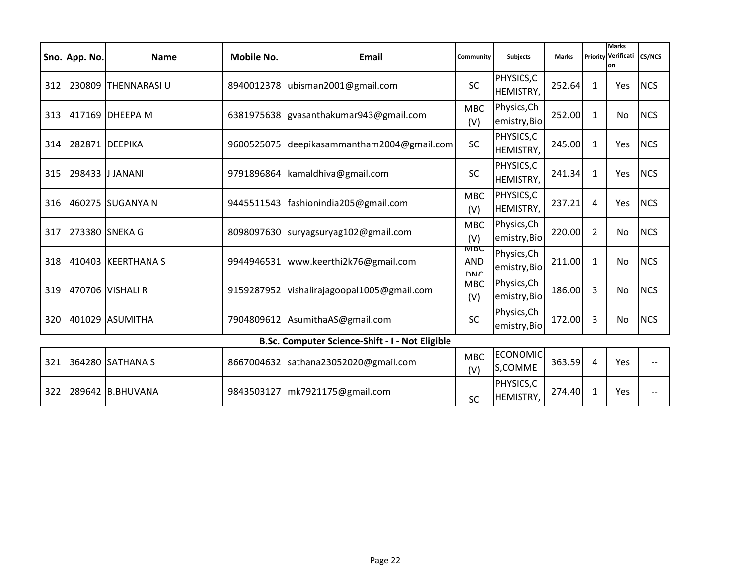| Sno. | App. No. | Name | Mobile No. | Email | Community | Subjects | Marks | Priority | Marks Verification | CS/NCS |
|---|---|---|---|---|---|---|---|---|---|---|
| 312 | 230809 | THENNARASI U | 8940012378 | ubisman2001@gmail.com | SC | PHYSICS,C HEMISTRY, | 252.64 | 1 | Yes | NCS |
| 313 | 417169 | DHEEPA M | 6381975638 | gvasanthakumar943@gmail.com | MBC (V) | Physics,Ch emistry,Bio | 252.00 | 1 | No | NCS |
| 314 | 282871 | DEEPIKA | 9600525075 | deepikasammantham2004@gmail.com | SC | PHYSICS,C HEMISTRY, | 245.00 | 1 | Yes | NCS |
| 315 | 298433 | J JANANI | 9791896864 | kamaldhiva@gmail.com | SC | PHYSICS,C HEMISTRY, | 241.34 | 1 | Yes | NCS |
| 316 | 460275 | SUGANYA N | 9445511543 | fashionindia205@gmail.com | MBC (V) | PHYSICS,C HEMISTRY, | 237.21 | 4 | Yes | NCS |
| 317 | 273380 | SNEKA G | 8098097630 | suryagsuryag102@gmail.com | MBC (V) | Physics,Ch emistry,Bio | 220.00 | 2 | No | NCS |
| 318 | 410403 | KEERTHANA S | 9944946531 | www.keerthi2k76@gmail.com | MBC AND DNC | Physics,Ch emistry,Bio | 211.00 | 1 | No | NCS |
| 319 | 470706 | VISHALI R | 9159287952 | vishalirajagoopal1005@gmail.com | MBC (V) | Physics,Ch emistry,Bio | 186.00 | 3 | No | NCS |
| 320 | 401029 | ASUMITHA | 7904809612 | AsumithaAS@gmail.com | SC | Physics,Ch emistry,Bio | 172.00 | 3 | No | NCS |
| | | | | **B.Sc. Computer Science-Shift - I - Not Eligible** | | | | | | |
| 321 | 364280 | SATHANA S | 8667004632 | sathana23052020@gmail.com | MBC (V) | ECONOMIC S,COMME | 363.59 | 4 | Yes | -- |
| 322 | 289642 | B.BHUVANA | 9843503127 | mk7921175@gmail.com | SC | PHYSICS,C HEMISTRY, | 274.40 | 1 | Yes | -- |